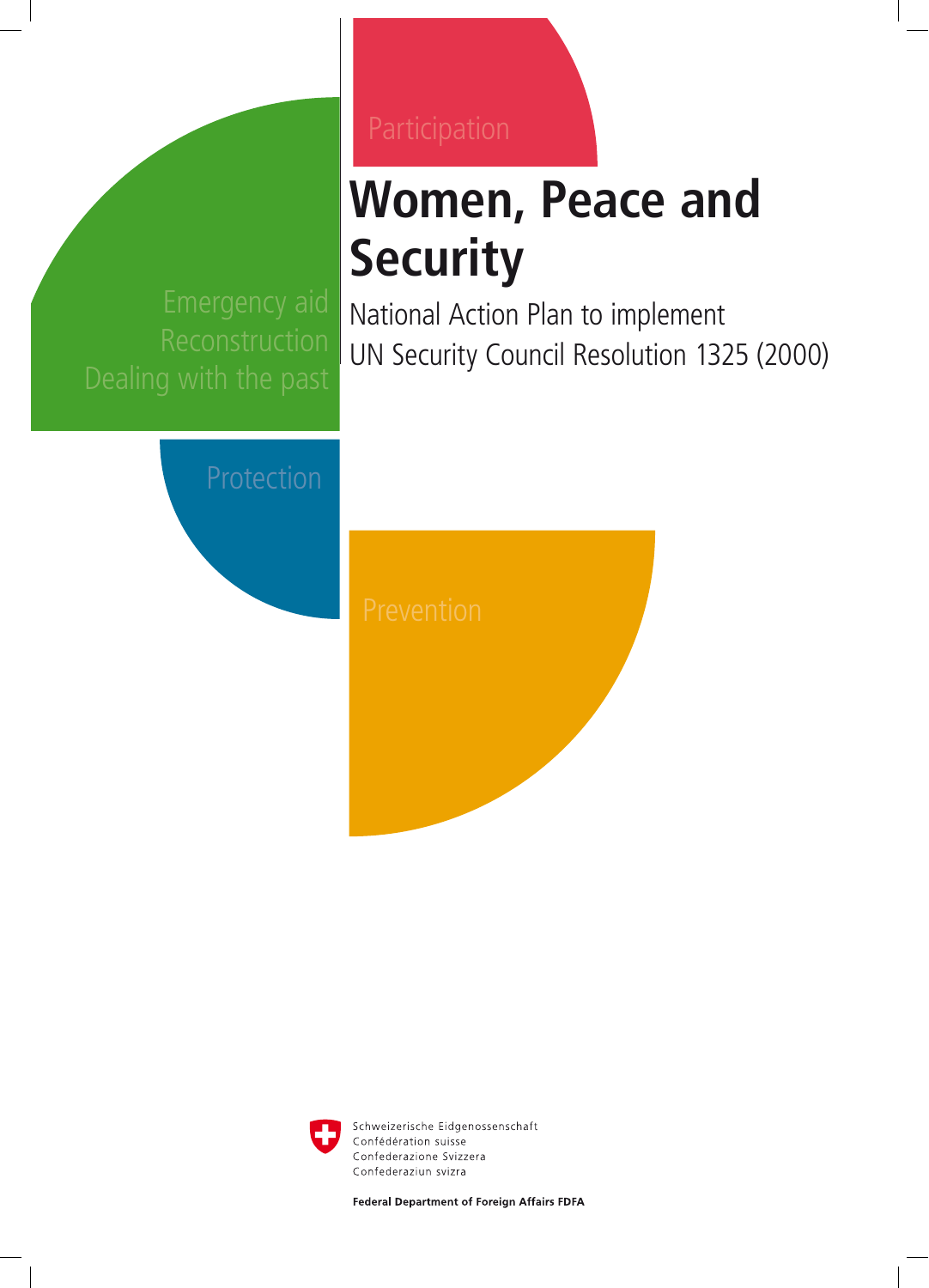Participation

# Women, Peace and Security

National Action Plan to implement
UN Security Council Resolution 1325 (2000)

Emergency aid
Reconstruction
Dealing with the past

Protection

Prevention

Schweizerische Eidgenossenschaft
Confédération suisse
Confederazione Svizzera
Confederaziun svizra

**Federal Department of Foreign Affairs FDFA**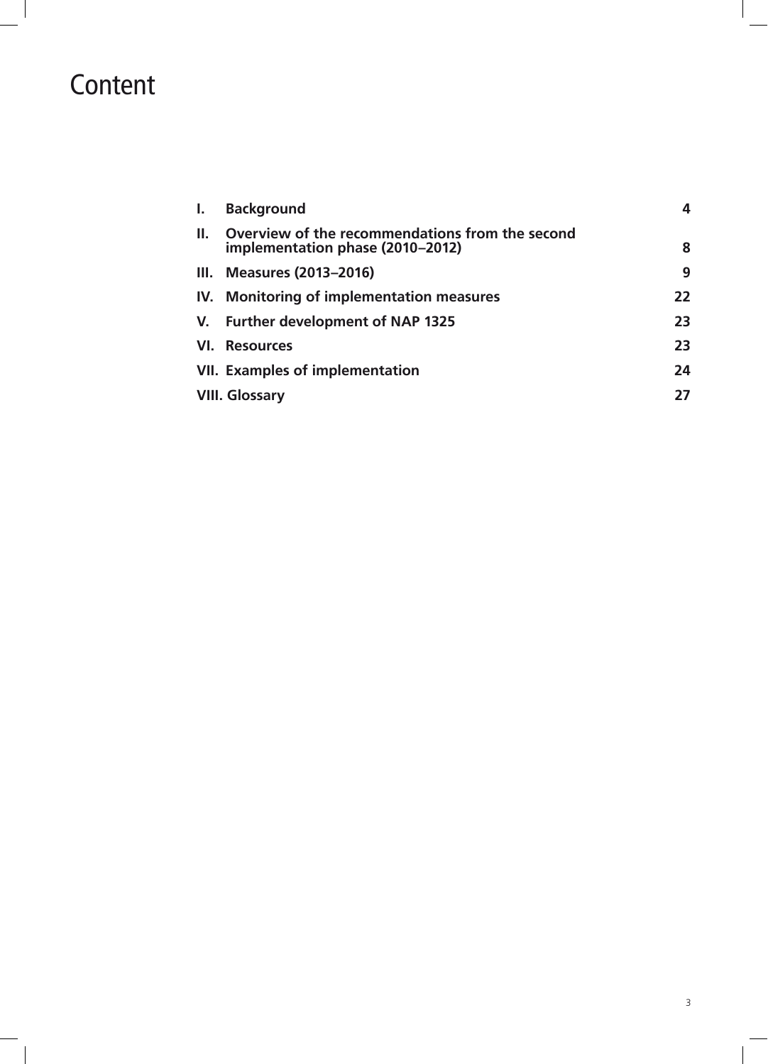# Content

| | | |
|---|---|---|
| **I.** | **Background** | **4** |
| **II.** | **Overview of the recommendations from the second implementation phase (2010–2012)** | **8** |
| **III.** | **Measures (2013–2016)** | **9** |
| **IV.** | **Monitoring of implementation measures** | **22** |
| **V.** | **Further development of NAP 1325** | **23** |
| **VI.** | **Resources** | **23** |
| **VII.** | **Examples of implementation** | **24** |
| **VIII.** | **Glossary** | **27** |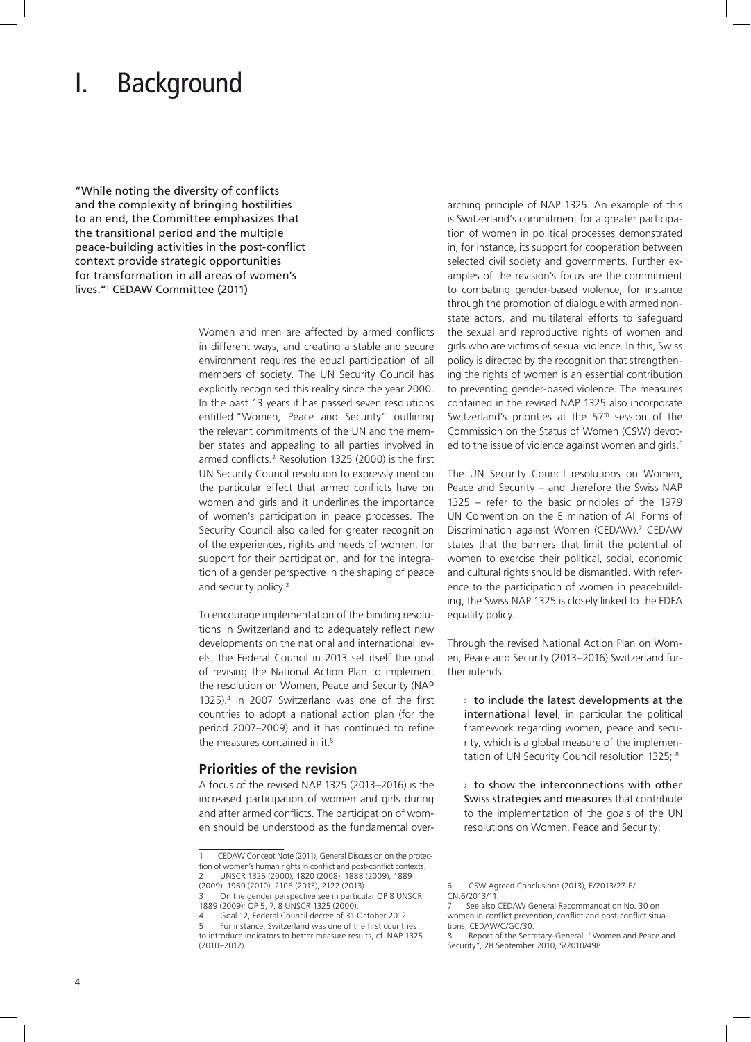# I. Background

"While noting the diversity of conflicts and the complexity of bringing hostilities to an end, the Committee emphasizes that the transitional period and the multiple peace-building activities in the post-conflict context provide strategic opportunities for transformation in all areas of women's lives."[1] CEDAW Committee (2011)

Women and men are affected by armed conflicts in different ways, and creating a stable and secure environment requires the equal participation of all members of society. The UN Security Council has explicitly recognised this reality since the year 2000. In the past 13 years it has passed seven resolutions entitled "Women, Peace and Security" outlining the relevant commitments of the UN and the member states and appealing to all parties involved in armed conflicts.[2] Resolution 1325 (2000) is the first UN Security Council resolution to expressly mention the particular effect that armed conflicts have on women and girls and it underlines the importance of women's participation in peace processes. The Security Council also called for greater recognition of the experiences, rights and needs of women, for support for their participation, and for the integration of a gender perspective in the shaping of peace and security policy.[3]

To encourage implementation of the binding resolutions in Switzerland and to adequately reflect new developments on the national and international levels, the Federal Council in 2013 set itself the goal of revising the National Action Plan to implement the resolution on Women, Peace and Security (NAP 1325).[4] In 2007 Switzerland was one of the first countries to adopt a national action plan (for the period 2007–2009) and it has continued to refine the measures contained in it.[5]

## Priorities of the revision

A focus of the revised NAP 1325 (2013–2016) is the increased participation of women and girls during and after armed conflicts. The participation of women should be understood as the fundamental overarching principle of NAP 1325. An example of this is Switzerland's commitment for a greater participation of women in political processes demonstrated in, for instance, its support for cooperation between selected civil society and governments. Further examples of the revision's focus are the commitment to combating gender-based violence, for instance through the promotion of dialogue with armed non-state actors, and multilateral efforts to safeguard the sexual and reproductive rights of women and girls who are victims of sexual violence. In this, Swiss policy is directed by the recognition that strengthening the rights of women is an essential contribution to preventing gender-based violence. The measures contained in the revised NAP 1325 also incorporate Switzerland's priorities at the 57th session of the Commission on the Status of Women (CSW) devoted to the issue of violence against women and girls.[6]

The UN Security Council resolutions on Women, Peace and Security – and therefore the Swiss NAP 1325 – refer to the basic principles of the 1979 UN Convention on the Elimination of All Forms of Discrimination against Women (CEDAW).[7] CEDAW states that the barriers that limit the potential of women to exercise their political, social, economic and cultural rights should be dismantled. With reference to the participation of women in peacebuilding, the Swiss NAP 1325 is closely linked to the FDFA equality policy.

Through the revised National Action Plan on Women, Peace and Security (2013–2016) Switzerland further intends:

› **to include the latest developments at the international level**, in particular the political framework regarding women, peace and security, which is a global measure of the implementation of UN Security Council resolution 1325; [8]

› **to show the interconnections with other Swiss strategies and measures** that contribute to the implementation of the goals of the UN resolutions on Women, Peace and Security;

---

1 CEDAW Concept Note (2011), General Discussion on the protection of women's human rights in conflict and post-conflict contexts.
2 UNSCR 1325 (2000), 1820 (2008), 1888 (2009), 1889 (2009), 1960 (2010), 2106 (2013), 2122 (2013).
3 On the gender perspective see in particular OP 8 UNSCR 1889 (2009); OP 5, 7, 8 UNSCR 1325 (2000).
4 Goal 12, Federal Council decree of 31 October 2012.
5 For instance, Switzerland was one of the first countries to introduce indicators to better measure results, cf. NAP 1325 (2010–2012).
6 CSW Agreed Conclusions (2013), E/2013/27-E/CN.6/2013/11.
7 See also CEDAW General Recommandation No. 30 on women in conflict prevention, conflict and post-conflict situations, CEDAW/C/GC/30.
8 Report of the Secretary-General, "Women and Peace and Security", 28 September 2010, S/2010/498.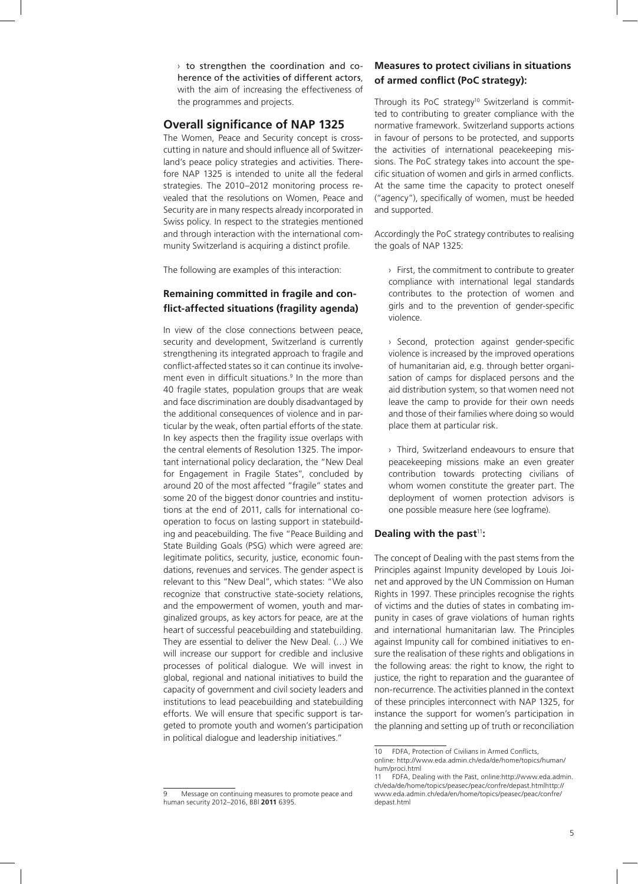› to strengthen the coordination and coherence of the activities of different actors, with the aim of increasing the effectiveness of the programmes and projects.

## Overall significance of NAP 1325

The Women, Peace and Security concept is cross-cutting in nature and should influence all of Switzerland's peace policy strategies and activities. Therefore NAP 1325 is intended to unite all the federal strategies. The 2010–2012 monitoring process revealed that the resolutions on Women, Peace and Security are in many respects already incorporated in Swiss policy. In respect to the strategies mentioned and through interaction with the international community Switzerland is acquiring a distinct profile.

The following are examples of this interaction:

### Remaining committed in fragile and conflict-affected situations (fragility agenda)

In view of the close connections between peace, security and development, Switzerland is currently strengthening its integrated approach to fragile and conflict-affected states so it can continue its involvement even in difficult situations.[9] In the more than 40 fragile states, population groups that are weak and face discrimination are doubly disadvantaged by the additional consequences of violence and in particular by the weak, often partial efforts of the state. In key aspects then the fragility issue overlaps with the central elements of Resolution 1325. The important international policy declaration, the "New Deal for Engagement in Fragile States", concluded by around 20 of the most affected "fragile" states and some 20 of the biggest donor countries and institutions at the end of 2011, calls for international cooperation to focus on lasting support in statebuilding and peacebuilding. The five "Peace Building and State Building Goals (PSG) which were agreed are: legitimate politics, security, justice, economic foundations, revenues and services. The gender aspect is relevant to this "New Deal", which states: "We also recognize that constructive state-society relations, and the empowerment of women, youth and marginalized groups, as key actors for peace, are at the heart of successful peacebuilding and statebuilding. They are essential to deliver the New Deal. (…) We will increase our support for credible and inclusive processes of political dialogue. We will invest in global, regional and national initiatives to build the capacity of government and civil society leaders and institutions to lead peacebuilding and statebuilding efforts. We will ensure that specific support is targeted to promote youth and women's participation in political dialogue and leadership initiatives."

### Measures to protect civilians in situations of armed conflict (PoC strategy):

Through its PoC strategy[10] Switzerland is committed to contributing to greater compliance with the normative framework. Switzerland supports actions in favour of persons to be protected, and supports the activities of international peacekeeping missions. The PoC strategy takes into account the specific situation of women and girls in armed conflicts. At the same time the capacity to protect oneself ("agency"), specifically of women, must be heeded and supported.

Accordingly the PoC strategy contributes to realising the goals of NAP 1325:

› First, the commitment to contribute to greater compliance with international legal standards contributes to the protection of women and girls and to the prevention of gender-specific violence.

› Second, protection against gender-specific violence is increased by the improved operations of humanitarian aid, e.g. through better organisation of camps for displaced persons and the aid distribution system, so that women need not leave the camp to provide for their own needs and those of their families where doing so would place them at particular risk.

› Third, Switzerland endeavours to ensure that peacekeeping missions make an even greater contribution towards protecting civilians of whom women constitute the greater part. The deployment of women protection advisors is one possible measure here (see logframe).

### Dealing with the past[11]:

The concept of Dealing with the past stems from the Principles against Impunity developed by Louis Joinet and approved by the UN Commission on Human Rights in 1997. These principles recognise the rights of victims and the duties of states in combating impunity in cases of grave violations of human rights and international humanitarian law. The Principles against Impunity call for combined initiatives to ensure the realisation of these rights and obligations in the following areas: the right to know, the right to justice, the right to reparation and the guarantee of non-recurrence. The activities planned in the context of these principles interconnect with NAP 1325, for instance the support for women's participation in the planning and setting up of truth or reconciliation

---

9 Message on continuing measures to promote peace and human security 2012–2016, BBl **2011** 6395.

10 FDFA, Protection of Civilians in Armed Conflicts, online: http://www.eda.admin.ch/eda/de/home/topics/human/hum/proci.html

11 FDFA, Dealing with the Past, online:http://www.eda.admin.ch/eda/de/home/topics/peasec/peac/confre/depast.htmlhttp://www.eda.admin.ch/eda/en/home/topics/peasec/peac/confre/depast.html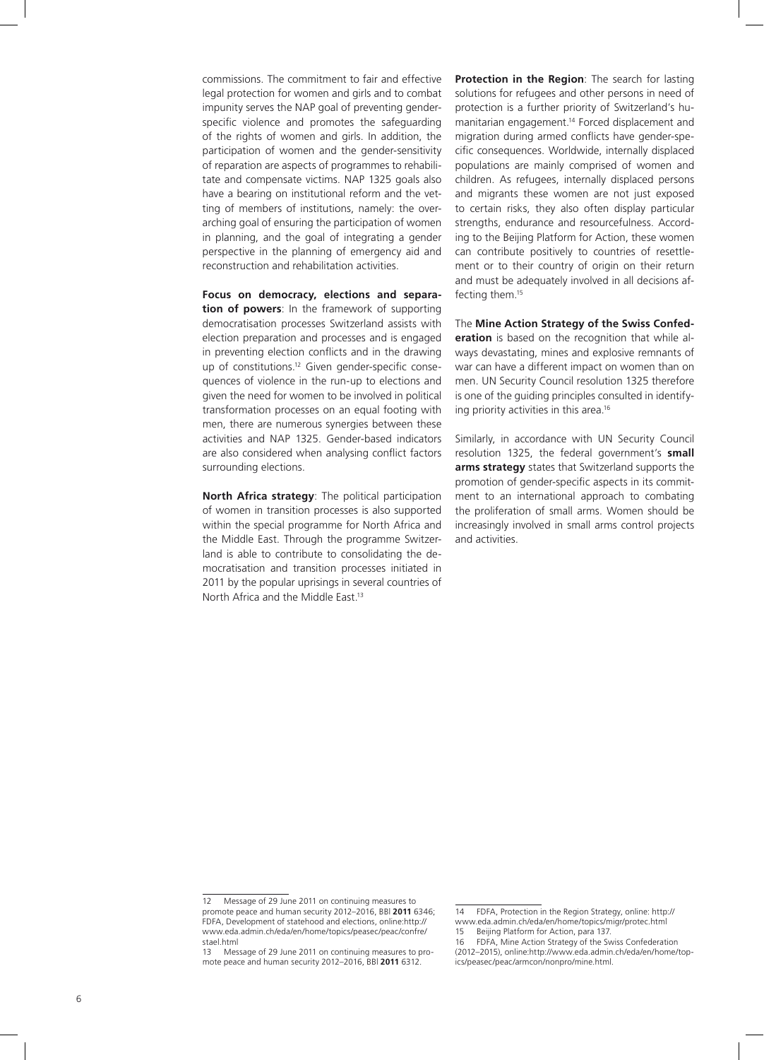commissions. The commitment to fair and effective legal protection for women and girls and to combat impunity serves the NAP goal of preventing gender-specific violence and promotes the safeguarding of the rights of women and girls. In addition, the participation of women and the gender-sensitivity of reparation are aspects of programmes to rehabilitate and compensate victims. NAP 1325 goals also have a bearing on institutional reform and the vetting of members of institutions, namely: the overarching goal of ensuring the participation of women in planning, and the goal of integrating a gender perspective in the planning of emergency aid and reconstruction and rehabilitation activities.

**Focus on democracy, elections and separation of powers**: In the framework of supporting democratisation processes Switzerland assists with election preparation and processes and is engaged in preventing election conflicts and in the drawing up of constitutions.[12] Given gender-specific consequences of violence in the run-up to elections and given the need for women to be involved in political transformation processes on an equal footing with men, there are numerous synergies between these activities and NAP 1325. Gender-based indicators are also considered when analysing conflict factors surrounding elections.

**North Africa strategy**: The political participation of women in transition processes is also supported within the special programme for North Africa and the Middle East. Through the programme Switzerland is able to contribute to consolidating the democratisation and transition processes initiated in 2011 by the popular uprisings in several countries of North Africa and the Middle East.[13]

**Protection in the Region**: The search for lasting solutions for refugees and other persons in need of protection is a further priority of Switzerland's humanitarian engagement.[14] Forced displacement and migration during armed conflicts have gender-specific consequences. Worldwide, internally displaced populations are mainly comprised of women and children. As refugees, internally displaced persons and migrants these women are not just exposed to certain risks, they also often display particular strengths, endurance and resourcefulness. According to the Beijing Platform for Action, these women can contribute positively to countries of resettlement or to their country of origin on their return and must be adequately involved in all decisions affecting them.[15]

The **Mine Action Strategy of the Swiss Confederation** is based on the recognition that while always devastating, mines and explosive remnants of war can have a different impact on women than on men. UN Security Council resolution 1325 therefore is one of the guiding principles consulted in identifying priority activities in this area.[16]

Similarly, in accordance with UN Security Council resolution 1325, the federal government's **small arms strategy** states that Switzerland supports the promotion of gender-specific aspects in its commitment to an international approach to combating the proliferation of small arms. Women should be increasingly involved in small arms control projects and activities.

---

12 Message of 29 June 2011 on continuing measures to promote peace and human security 2012–2016, BBl **2011** 6346; FDFA, Development of statehood and elections, online:http://www.eda.admin.ch/eda/en/home/topics/peasec/peac/confre/stael.html

13 Message of 29 June 2011 on continuing measures to promote peace and human security 2012–2016, BBl **2011** 6312.

14 FDFA, Protection in the Region Strategy, online: http://www.eda.admin.ch/eda/en/home/topics/migr/protec.html

15 Beijing Platform for Action, para 137.

16 FDFA, Mine Action Strategy of the Swiss Confederation (2012–2015), online:http://www.eda.admin.ch/eda/en/home/topics/peasec/peac/armcon/nonpro/mine.html.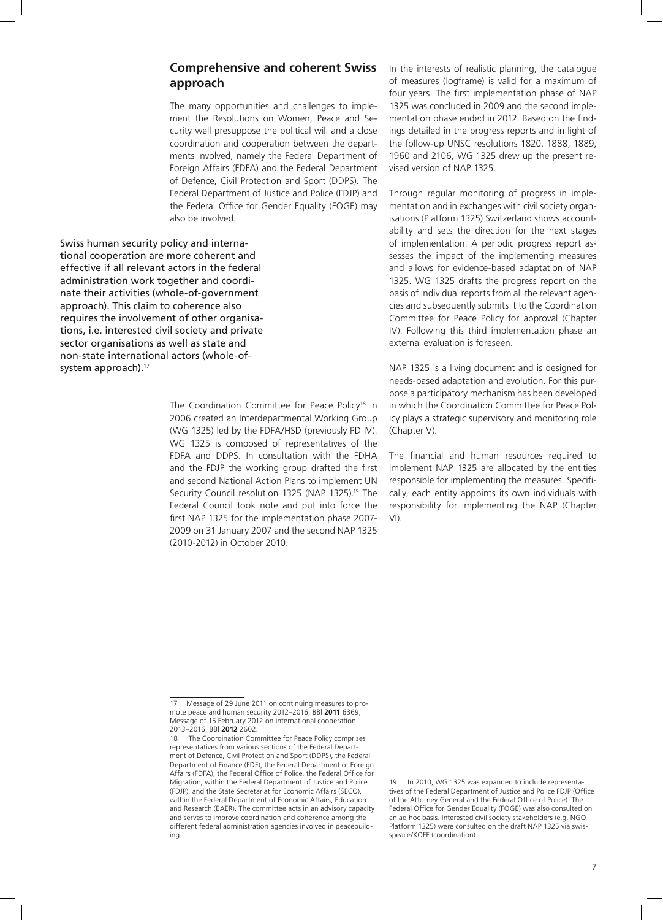## Comprehensive and coherent Swiss approach

The many opportunities and challenges to implement the Resolutions on Women, Peace and Security well presuppose the political will and a close coordination and cooperation between the departments involved, namely the Federal Department of Foreign Affairs (FDFA) and the Federal Department of Defence, Civil Protection and Sport (DDPS). The Federal Department of Justice and Police (FDJP) and the Federal Office for Gender Equality (FOGE) may also be involved.

**Swiss human security policy and international cooperation are more coherent and effective if all relevant actors in the federal administration work together and coordinate their activities (whole-of-government approach). This claim to coherence also requires the involvement of other organisations, i.e. interested civil society and private sector organisations as well as state and non-state international actors (whole-of-system approach).[17]**

The Coordination Committee for Peace Policy[18] in 2006 created an Interdepartmental Working Group (WG 1325) led by the FDFA/HSD (previously PD IV). WG 1325 is composed of representatives of the FDFA and DDPS. In consultation with the FDHA and the FDJP the working group drafted the first and second National Action Plans to implement UN Security Council resolution 1325 (NAP 1325).[19] The Federal Council took note and put into force the first NAP 1325 for the implementation phase 2007-2009 on 31 January 2007 and the second NAP 1325 (2010-2012) in October 2010.

In the interests of realistic planning, the catalogue of measures (logframe) is valid for a maximum of four years. The first implementation phase of NAP 1325 was concluded in 2009 and the second implementation phase ended in 2012. Based on the findings detailed in the progress reports and in light of the follow-up UNSC resolutions 1820, 1888, 1889, 1960 and 2106, WG 1325 drew up the present revised version of NAP 1325.

Through regular monitoring of progress in implementation and in exchanges with civil society organisations (Platform 1325) Switzerland shows accountability and sets the direction for the next stages of implementation. A periodic progress report assesses the impact of the implementing measures and allows for evidence-based adaptation of NAP 1325. WG 1325 drafts the progress report on the basis of individual reports from all the relevant agencies and subsequently submits it to the Coordination Committee for Peace Policy for approval (Chapter IV). Following this third implementation phase an external evaluation is foreseen.

NAP 1325 is a living document and is designed for needs-based adaptation and evolution. For this purpose a participatory mechanism has been developed in which the Coordination Committee for Peace Policy plays a strategic supervisory and monitoring role (Chapter V).

The financial and human resources required to implement NAP 1325 are allocated by the entities responsible for implementing the measures. Specifically, each entity appoints its own individuals with responsibility for implementing the NAP (Chapter VI).

---

17 Message of 29 June 2011 on continuing measures to promote peace and human security 2012–2016, BBl **2011** 6369, Message of 15 February 2012 on international cooperation 2013–2016, BBl **2012** 2602.

18 The Coordination Committee for Peace Policy comprises representatives from various sections of the Federal Department of Defence, Civil Protection and Sport (DDPS), the Federal Department of Finance (FDF), the Federal Department of Foreign Affairs (FDFA), the Federal Office of Police, the Federal Office for Migration, within the Federal Department of Justice and Police (FDJP), and the State Secretariat for Economic Affairs (SECO), within the Federal Department of Economic Affairs, Education and Research (EAER). The committee acts in an advisory capacity and serves to improve coordination and coherence among the different federal administration agencies involved in peacebuilding.

19 In 2010, WG 1325 was expanded to include representatives of the Federal Department of Justice and Police FDJP (Office of the Attorney General and the Federal Office of Police). The Federal Office for Gender Equality (FOGE) was also consulted on an ad hoc basis. Interested civil society stakeholders (e.g. NGO Platform 1325) were consulted on the draft NAP 1325 via swisspeace/KOFF (coordination).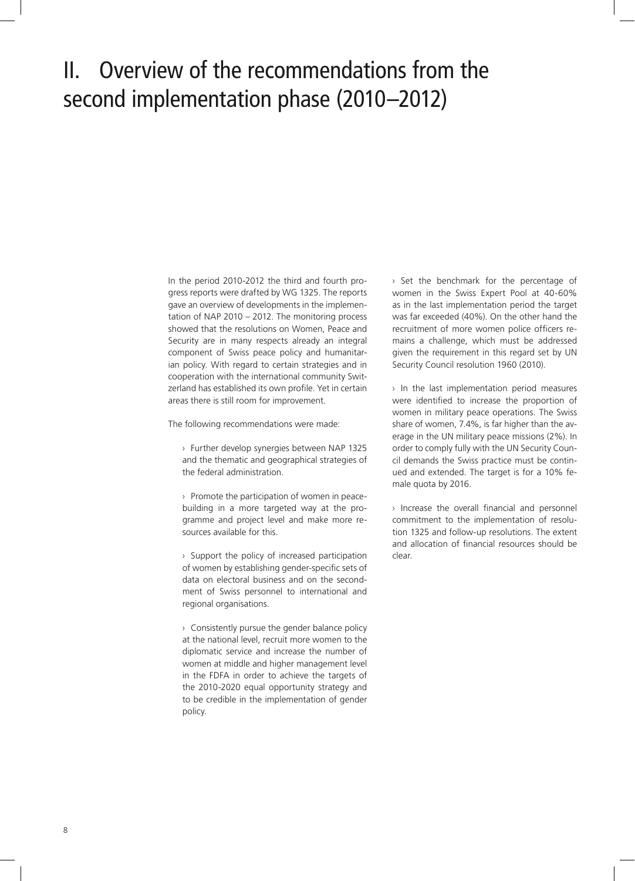# II. Overview of the recommendations from the second implementation phase (2010–2012)

In the period 2010-2012 the third and fourth progress reports were drafted by WG 1325. The reports gave an overview of developments in the implementation of NAP 2010 – 2012. The monitoring process showed that the resolutions on Women, Peace and Security are in many respects already an integral component of Swiss peace policy and humanitarian policy. With regard to certain strategies and in cooperation with the international community Switzerland has established its own profile. Yet in certain areas there is still room for improvement.

The following recommendations were made:

› Further develop synergies between NAP 1325 and the thematic and geographical strategies of the federal administration.

› Promote the participation of women in peacebuilding in a more targeted way at the programme and project level and make more resources available for this.

› Support the policy of increased participation of women by establishing gender-specific sets of data on electoral business and on the secondment of Swiss personnel to international and regional organisations.

› Consistently pursue the gender balance policy at the national level, recruit more women to the diplomatic service and increase the number of women at middle and higher management level in the FDFA in order to achieve the targets of the 2010-2020 equal opportunity strategy and to be credible in the implementation of gender policy.

› Set the benchmark for the percentage of women in the Swiss Expert Pool at 40-60% as in the last implementation period the target was far exceeded (40%). On the other hand the recruitment of more women police officers remains a challenge, which must be addressed given the requirement in this regard set by UN Security Council resolution 1960 (2010).

› In the last implementation period measures were identified to increase the proportion of women in military peace operations. The Swiss share of women, 7.4%, is far higher than the average in the UN military peace missions (2%). In order to comply fully with the UN Security Council demands the Swiss practice must be continued and extended. The target is for a 10% female quota by 2016.

› Increase the overall financial and personnel commitment to the implementation of resolution 1325 and follow-up resolutions. The extent and allocation of financial resources should be clear.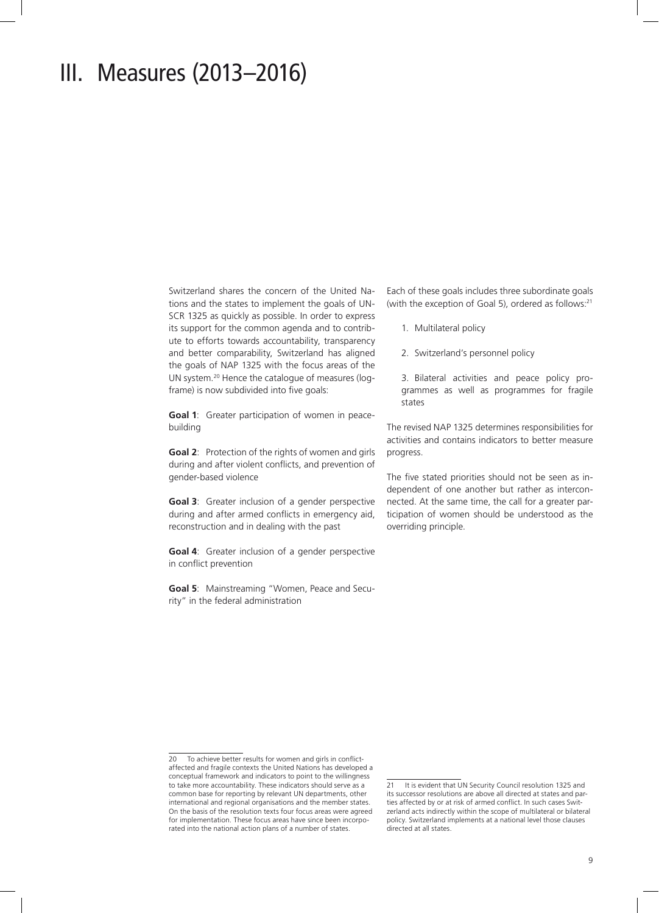# III. Measures (2013–2016)

Switzerland shares the concern of the United Nations and the states to implement the goals of UNSCR 1325 as quickly as possible. In order to express its support for the common agenda and to contribute to efforts towards accountability, transparency and better comparability, Switzerland has aligned the goals of NAP 1325 with the focus areas of the UN system.[20] Hence the catalogue of measures (logframe) is now subdivided into five goals:

**Goal 1**: Greater participation of women in peacebuilding

**Goal 2**: Protection of the rights of women and girls during and after violent conflicts, and prevention of gender-based violence

**Goal 3**: Greater inclusion of a gender perspective during and after armed conflicts in emergency aid, reconstruction and in dealing with the past

**Goal 4**: Greater inclusion of a gender perspective in conflict prevention

**Goal 5**: Mainstreaming "Women, Peace and Security" in the federal administration

Each of these goals includes three subordinate goals (with the exception of Goal 5), ordered as follows:[21]

1. Multilateral policy
2. Switzerland's personnel policy
3. Bilateral activities and peace policy programmes as well as programmes for fragile states

The revised NAP 1325 determines responsibilities for activities and contains indicators to better measure progress.

The five stated priorities should not be seen as independent of one another but rather as interconnected. At the same time, the call for a greater participation of women should be understood as the overriding principle.

---

20 To achieve better results for women and girls in conflict-affected and fragile contexts the United Nations has developed a conceptual framework and indicators to point to the willingness to take more accountability. These indicators should serve as a common base for reporting by relevant UN departments, other international and regional organisations and the member states. On the basis of the resolution texts four focus areas were agreed for implementation. These focus areas have since been incorporated into the national action plans of a number of states.

21 It is evident that UN Security Council resolution 1325 and its successor resolutions are above all directed at states and parties affected by or at risk of armed conflict. In such cases Switzerland acts indirectly within the scope of multilateral or bilateral policy. Switzerland implements at a national level those clauses directed at all states.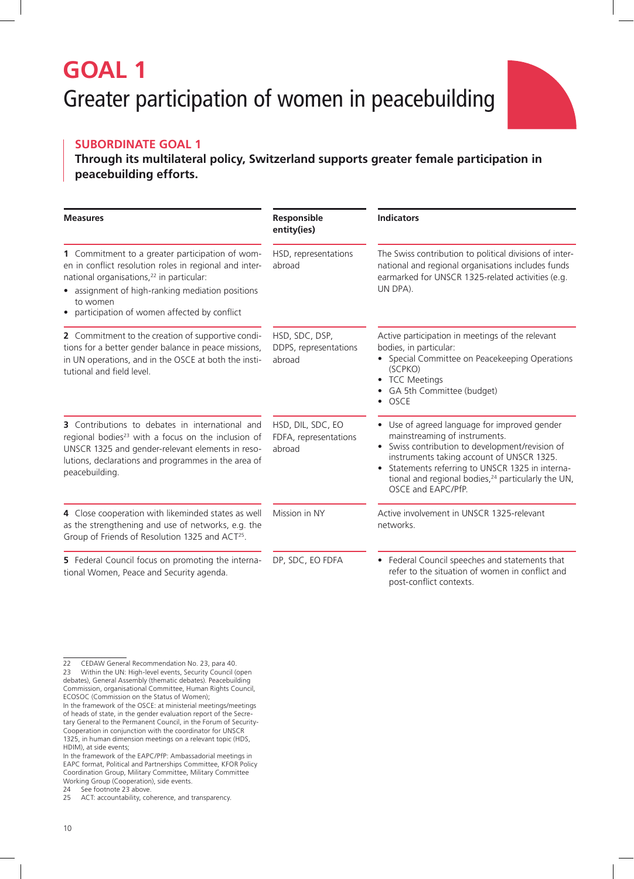# GOAL 1

## Greater participation of women in peacebuilding

### SUBORDINATE GOAL 1

**Through its multilateral policy, Switzerland supports greater female participation in peacebuilding efforts.**

| Measures | Responsible entity(ies) | Indicators |
|---|---|---|
| **1** Commitment to a greater participation of women in conflict resolution roles in regional and international organisations,[22] in particular: <br>• assignment of high-ranking mediation positions to women <br>• participation of women affected by conflict | HSD, representations abroad | The Swiss contribution to political divisions of international and regional organisations includes funds earmarked for UNSCR 1325-related activities (e.g. UN DPA). |
| **2** Commitment to the creation of supportive conditions for a better gender balance in peace missions, in UN operations, and in the OSCE at both the institutional and field level. | HSD, SDC, DSP, DDPS, representations abroad | Active participation in meetings of the relevant bodies, in particular: <br>• Special Committee on Peacekeeping Operations (SCPKO) <br>• TCC Meetings <br>• GA 5th Committee (budget) <br>• OSCE |
| **3** Contributions to debates in international and regional bodies[23] with a focus on the inclusion of UNSCR 1325 and gender-relevant elements in resolutions, declarations and programmes in the area of peacebuilding. | HSD, DIL, SDC, EO FDFA, representations abroad | • Use of agreed language for improved gender mainstreaming of instruments. <br>• Swiss contribution to development/revision of instruments taking account of UNSCR 1325. <br>• Statements referring to UNSCR 1325 in international and regional bodies,[24] particularly the UN, OSCE and EAPC/PfP. |
| **4** Close cooperation with likeminded states as well as the strengthening and use of networks, e.g. the Group of Friends of Resolution 1325 and ACT[25]. | Mission in NY | Active involvement in UNSCR 1325-relevant networks. |
| **5** Federal Council focus on promoting the international Women, Peace and Security agenda. | DP, SDC, EO FDFA | • Federal Council speeches and statements that refer to the situation of women in conflict and post-conflict contexts. |

---

22 CEDAW General Recommendation No. 23, para 40.

23 Within the UN: High-level events, Security Council (open debates), General Assembly (thematic debates). Peacebuilding Commission, organisational Committee, Human Rights Council, ECOSOC (Commission on the Status of Women);
In the framework of the OSCE: at ministerial meetings/meetings of heads of state, in the gender evaluation report of the Secretary General to the Permanent Council, in the Forum of Security-Cooperation in conjunction with the coordinator for UNSCR 1325, in human dimension meetings on a relevant topic (HDS, HDIM), at side events;
In the framework of the EAPC/PfP: Ambassadorial meetings in EAPC format, Political and Partnerships Committee, KFOR Policy Coordination Group, Military Committee, Military Committee Working Group (Cooperation), side events.

24 See footnote 23 above.

25 ACT: accountability, coherence, and transparency.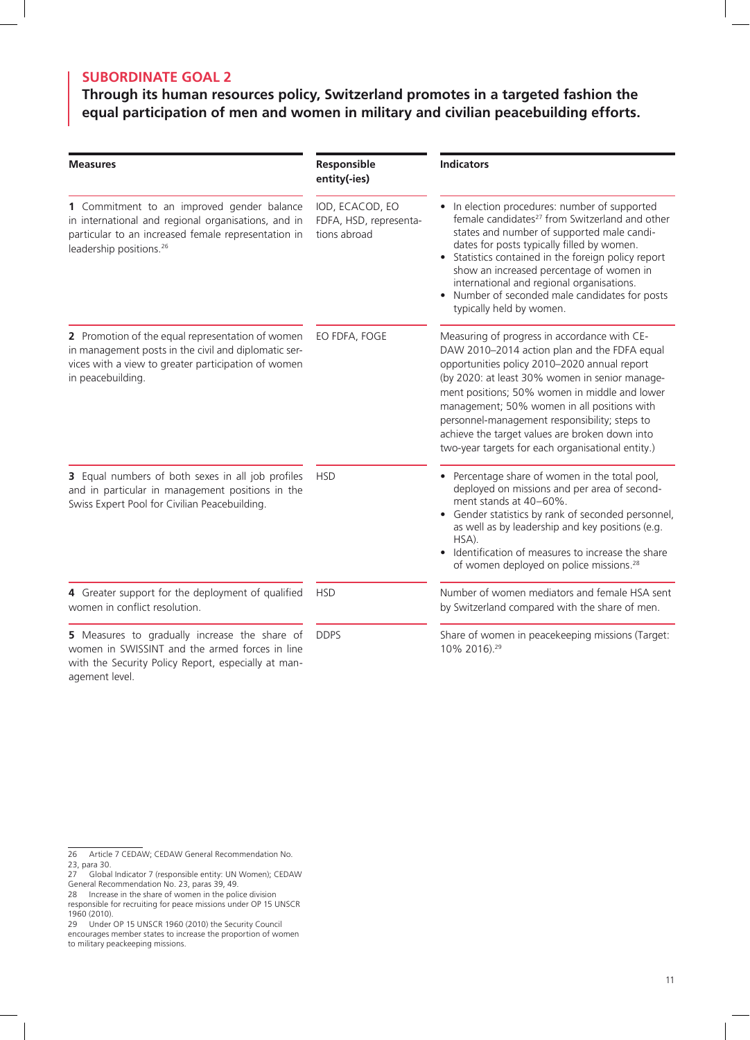## SUBORDINATE GOAL 2

**Through its human resources policy, Switzerland promotes in a targeted fashion the equal participation of men and women in military and civilian peacebuilding efforts.**

| Measures | Responsible entity(-ies) | Indicators |
|---|---|---|
| **1** Commitment to an improved gender balance in international and regional organisations, and in particular to an increased female representation in leadership positions.[26] | IOD, ECACOD, EO FDFA, HSD, representations abroad | • In election procedures: number of supported female candidates[27] from Switzerland and other states and number of supported male candidates for posts typically filled by women. <br> • Statistics contained in the foreign policy report show an increased percentage of women in international and regional organisations. <br> • Number of seconded male candidates for posts typically held by women. |
| **2** Promotion of the equal representation of women in management posts in the civil and diplomatic services with a view to greater participation of women in peacebuilding. | EO FDFA, FOGE | Measuring of progress in accordance with CEDAW 2010–2014 action plan and the FDFA equal opportunities policy 2010–2020 annual report (by 2020: at least 30% women in senior management positions; 50% women in middle and lower management; 50% women in all positions with personnel-management responsibility; steps to achieve the target values are broken down into two-year targets for each organisational entity.) |
| **3** Equal numbers of both sexes in all job profiles and in particular in management positions in the Swiss Expert Pool for Civilian Peacebuilding. | HSD | • Percentage share of women in the total pool, deployed on missions and per area of secondment stands at 40–60%. <br> • Gender statistics by rank of seconded personnel, as well as by leadership and key positions (e.g. HSA). <br> • Identification of measures to increase the share of women deployed on police missions.[28] |
| **4** Greater support for the deployment of qualified women in conflict resolution. | HSD | Number of women mediators and female HSA sent by Switzerland compared with the share of men. |
| **5** Measures to gradually increase the share of women in SWISSINT and the armed forces in line with the Security Policy Report, especially at management level. | DDPS | Share of women in peacekeeping missions (Target: 10% 2016).[29] |

26 Article 7 CEDAW; CEDAW General Recommendation No. 23, para 30.

27 Global Indicator 7 (responsible entity: UN Women); CEDAW General Recommendation No. 23, paras 39, 49.

28 Increase in the share of women in the police division responsible for recruiting for peace missions under OP 15 UNSCR 1960 (2010).

29 Under OP 15 UNSCR 1960 (2010) the Security Council encourages member states to increase the proportion of women to military peackeeping missions.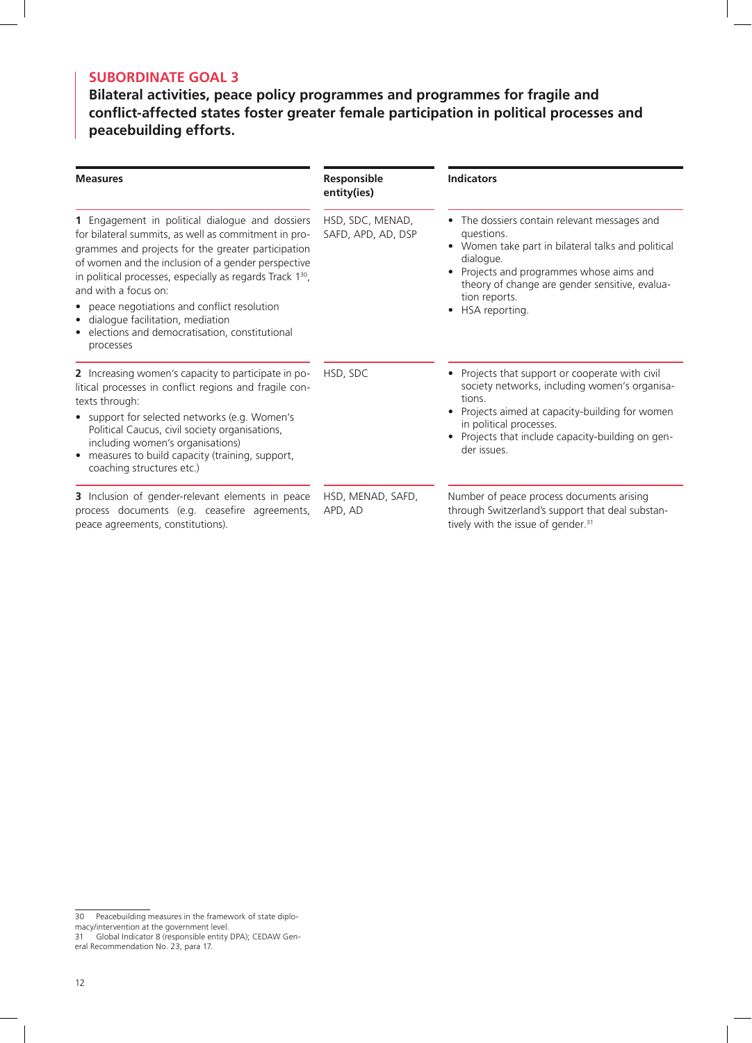## SUBORDINATE GOAL 3

**Bilateral activities, peace policy programmes and programmes for fragile and conflict-affected states foster greater female participation in political processes and peacebuilding efforts.**

| Measures | Responsible entity(ies) | Indicators |
|---|---|---|
| **1** Engagement in political dialogue and dossiers for bilateral summits, as well as commitment in programmes and projects for the greater participation of women and the inclusion of a gender perspective in political processes, especially as regards Track 1[30], and with a focus on: <br>• peace negotiations and conflict resolution <br>• dialogue facilitation, mediation <br>• elections and democratisation, constitutional processes | HSD, SDC, MENAD, SAFD, APD, AD, DSP | • The dossiers contain relevant messages and questions. <br>• Women take part in bilateral talks and political dialogue. <br>• Projects and programmes whose aims and theory of change are gender sensitive, evaluation reports. <br>• HSA reporting. |
| **2** Increasing women's capacity to participate in political processes in conflict regions and fragile contexts through: <br>• support for selected networks (e.g. Women's Political Caucus, civil society organisations, including women's organisations) <br>• measures to build capacity (training, support, coaching structures etc.) | HSD, SDC | • Projects that support or cooperate with civil society networks, including women's organisations. <br>• Projects aimed at capacity-building for women in political processes. <br>• Projects that include capacity-building on gender issues. |
| **3** Inclusion of gender-relevant elements in peace process documents (e.g. ceasefire agreements, peace agreements, constitutions). | HSD, MENAD, SAFD, APD, AD | Number of peace process documents arising through Switzerland's support that deal substantively with the issue of gender.[31] |

30 Peacebuilding measures in the framework of state diplomacy/intervention at the government level.
31 Global Indicator 8 (responsible entity DPA); CEDAW General Recommendation No. 23, para 17.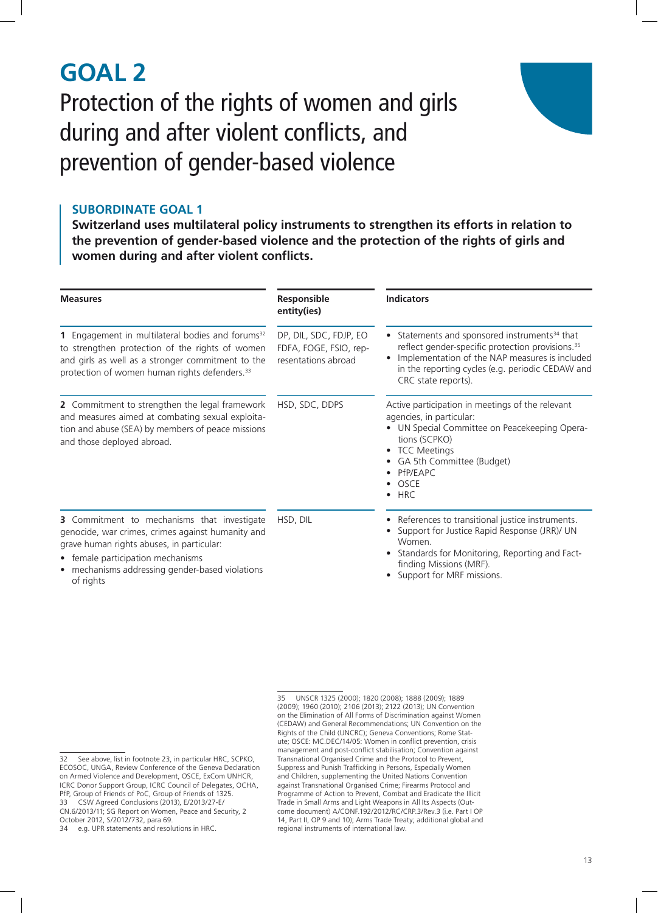# GOAL 2

## Protection of the rights of women and girls during and after violent conflicts, and prevention of gender-based violence

### SUBORDINATE GOAL 1

**Switzerland uses multilateral policy instruments to strengthen its efforts in relation to the prevention of gender-based violence and the protection of the rights of girls and women during and after violent conflicts.**

| Measures | Responsible entity(ies) | Indicators |
|---|---|---|
| **1** Engagement in multilateral bodies and forums[32] to strengthen protection of the rights of women and girls as well as a stronger commitment to the protection of women human rights defenders.[33] | DP, DIL, SDC, FDJP, EO FDFA, FOGE, FSIO, representations abroad | • Statements and sponsored instruments[34] that reflect gender-specific protection provisions.[35]<br>• Implementation of the NAP measures is included in the reporting cycles (e.g. periodic CEDAW and CRC state reports). |
| **2** Commitment to strengthen the legal framework and measures aimed at combating sexual exploitation and abuse (SEA) by members of peace missions and those deployed abroad. | HSD, SDC, DDPS | Active participation in meetings of the relevant agencies, in particular:<br>• UN Special Committee on Peacekeeping Operations (SCPKO)<br>• TCC Meetings<br>• GA 5th Committee (Budget)<br>• PfP/EAPC<br>• OSCE<br>• HRC |
| **3** Commitment to mechanisms that investigate genocide, war crimes, crimes against humanity and grave human rights abuses, in particular:<br>• female participation mechanisms<br>• mechanisms addressing gender-based violations of rights | HSD, DIL | • References to transitional justice instruments.<br>• Support for Justice Rapid Response (JRR)/ UN Women.<br>• Standards for Monitoring, Reporting and Fact-finding Missions (MRF).<br>• Support for MRF missions. |

32 See above, list in footnote 23, in particular HRC, SCPKO, ECOSOC, UNGA, Review Conference of the Geneva Declaration on Armed Violence and Development, OSCE, ExCom UNHCR, ICRC Donor Support Group, ICRC Council of Delegates, OCHA, PfP, Group of Friends of PoC, Group of Friends of 1325.

33 CSW Agreed Conclusions (2013), E/2013/27-E/CN.6/2013/11; SG Report on Women, Peace and Security, 2 October 2012, S/2012/732, para 69.

34 e.g. UPR statements and resolutions in HRC.

35 UNSCR 1325 (2000); 1820 (2008); 1888 (2009); 1889 (2009); 1960 (2010); 2106 (2013); 2122 (2013); UN Convention on the Elimination of All Forms of Discrimination against Women (CEDAW) and General Recommendations; UN Convention on the Rights of the Child (UNCRC); Geneva Conventions; Rome Statute; OSCE: MC.DEC/14/05: Women in conflict prevention, crisis management and post-conflict stabilisation; Convention against Transnational Organised Crime and the Protocol to Prevent, Suppress and Punish Trafficking in Persons, Especially Women and Children, supplementing the United Nations Convention against Transnational Organised Crime; Firearms Protocol and Programme of Action to Prevent, Combat and Eradicate the Illicit Trade in Small Arms and Light Weapons in All Its Aspects (Outcome document) A/CONF.192/2012/RC/CRP.3/Rev.3 (i.e. Part I OP 14, Part II, OP 9 and 10); Arms Trade Treaty; additional global and regional instruments of international law.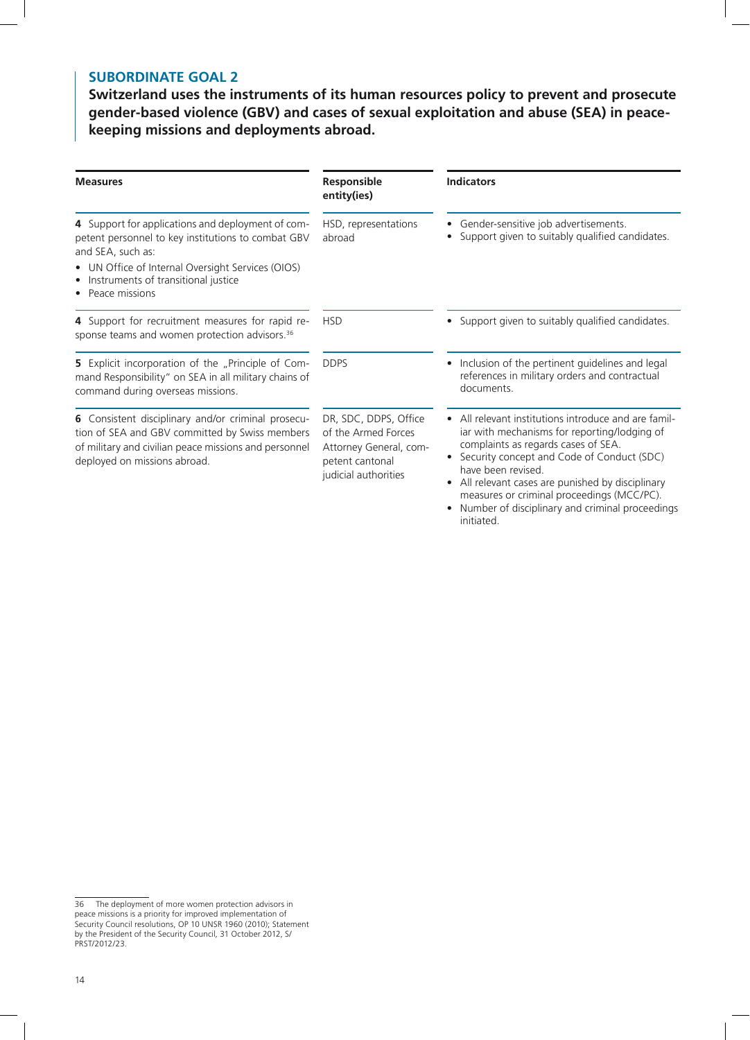## SUBORDINATE GOAL 2

**Switzerland uses the instruments of its human resources policy to prevent and prosecute gender-based violence (GBV) and cases of sexual exploitation and abuse (SEA) in peacekeeping missions and deployments abroad.**

| Measures | Responsible entity(ies) | Indicators |
|---|---|---|
| **4** Support for applications and deployment of competent personnel to key institutions to combat GBV and SEA, such as:<br>• UN Office of Internal Oversight Services (OIOS)<br>• Instruments of transitional justice<br>• Peace missions | HSD, representations abroad | • Gender-sensitive job advertisements.<br>• Support given to suitably qualified candidates. |
| **4** Support for recruitment measures for rapid response teams and women protection advisors.[36] | HSD | • Support given to suitably qualified candidates. |
| **5** Explicit incorporation of the „Principle of Command Responsibility" on SEA in all military chains of command during overseas missions. | DDPS | • Inclusion of the pertinent guidelines and legal references in military orders and contractual documents. |
| **6** Consistent disciplinary and/or criminal prosecution of SEA and GBV committed by Swiss members of military and civilian peace missions and personnel deployed on missions abroad. | DR, SDC, DDPS, Office of the Armed Forces Attorney General, competent cantonal judicial authorities | • All relevant institutions introduce and are familiar with mechanisms for reporting/lodging of complaints as regards cases of SEA.<br>• Security concept and Code of Conduct (SDC) have been revised.<br>• All relevant cases are punished by disciplinary measures or criminal proceedings (MCC/PC).<br>• Number of disciplinary and criminal proceedings initiated. |

36 The deployment of more women protection advisors in peace missions is a priority for improved implementation of Security Council resolutions, OP 10 UNSR 1960 (2010); Statement by the President of the Security Council, 31 October 2012, S/PRST/2012/23.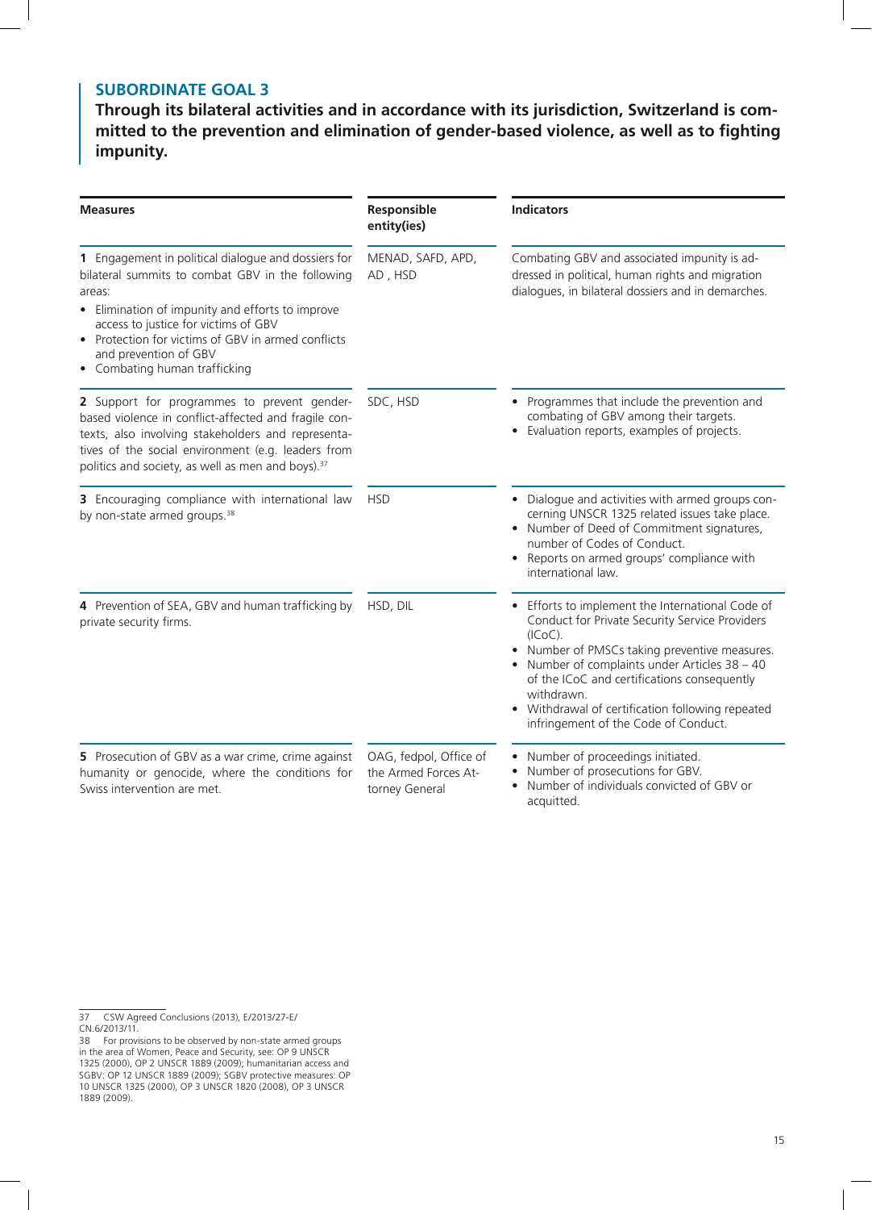## SUBORDINATE GOAL 3

**Through its bilateral activities and in accordance with its jurisdiction, Switzerland is committed to the prevention and elimination of gender-based violence, as well as to fighting impunity.**

| Measures | Responsible entity(ies) | Indicators |
|---|---|---|
| **1** Engagement in political dialogue and dossiers for bilateral summits to combat GBV in the following areas:<br>• Elimination of impunity and efforts to improve access to justice for victims of GBV<br>• Protection for victims of GBV in armed conflicts and prevention of GBV<br>• Combating human trafficking | MENAD, SAFD, APD, AD , HSD | Combating GBV and associated impunity is addressed in political, human rights and migration dialogues, in bilateral dossiers and in demarches. |
| **2** Support for programmes to prevent gender-based violence in conflict-affected and fragile contexts, also involving stakeholders and representatives of the social environment (e.g. leaders from politics and society, as well as men and boys).[37] | SDC, HSD | • Programmes that include the prevention and combating of GBV among their targets.<br>• Evaluation reports, examples of projects. |
| **3** Encouraging compliance with international law by non-state armed groups.[38] | HSD | • Dialogue and activities with armed groups concerning UNSCR 1325 related issues take place.<br>• Number of Deed of Commitment signatures, number of Codes of Conduct.<br>• Reports on armed groups' compliance with international law. |
| **4** Prevention of SEA, GBV and human trafficking by private security firms. | HSD, DIL | • Efforts to implement the International Code of Conduct for Private Security Service Providers (ICoC).<br>• Number of PMSCs taking preventive measures.<br>• Number of complaints under Articles 38 – 40 of the ICoC and certifications consequently withdrawn.<br>• Withdrawal of certification following repeated infringement of the Code of Conduct. |
| **5** Prosecution of GBV as a war crime, crime against humanity or genocide, where the conditions for Swiss intervention are met. | OAG, fedpol, Office of the Armed Forces Attorney General | • Number of proceedings initiated.<br>• Number of prosecutions for GBV.<br>• Number of individuals convicted of GBV or acquitted. |

37 CSW Agreed Conclusions (2013), E/2013/27-E/CN.6/2013/11.

38 For provisions to be observed by non-state armed groups in the area of Women, Peace and Security, see: OP 9 UNSCR 1325 (2000), OP 2 UNSCR 1889 (2009); humanitarian access and SGBV: OP 12 UNSCR 1889 (2009); SGBV protective measures: OP 10 UNSCR 1325 (2000), OP 3 UNSCR 1820 (2008), OP 3 UNSCR 1889 (2009).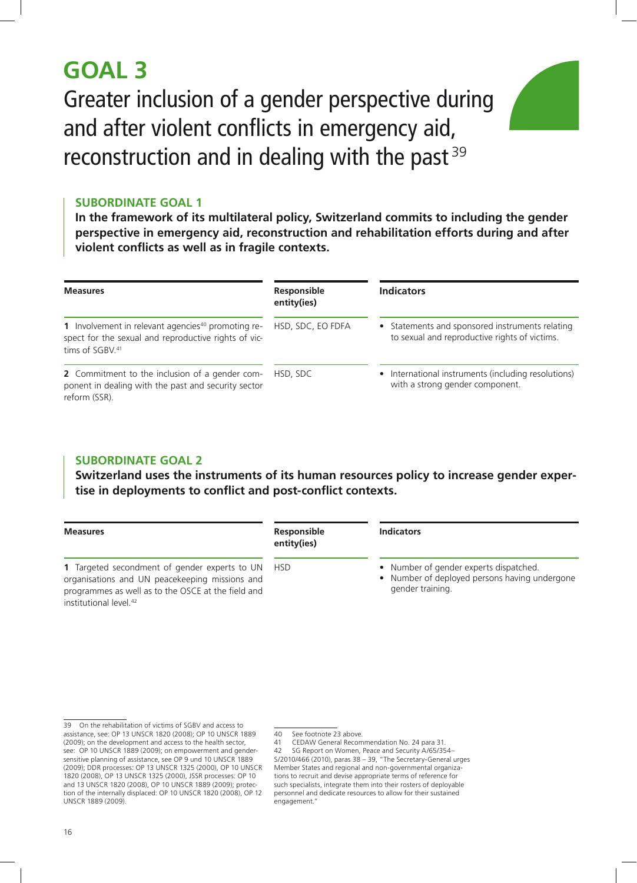# GOAL 3

## Greater inclusion of a gender perspective during and after violent conflicts in emergency aid, reconstruction and in dealing with the past[39]

### SUBORDINATE GOAL 1

**In the framework of its multilateral policy, Switzerland commits to including the gender perspective in emergency aid, reconstruction and rehabilitation efforts during and after violent conflicts as well as in fragile contexts.**

| Measures | Responsible entity(ies) | Indicators |
|---|---|---|
| **1** Involvement in relevant agencies[40] promoting respect for the sexual and reproductive rights of victims of SGBV.[41] | HSD, SDC, EO FDFA | • Statements and sponsored instruments relating to sexual and reproductive rights of victims. |
| **2** Commitment to the inclusion of a gender component in dealing with the past and security sector reform (SSR). | HSD, SDC | • International instruments (including resolutions) with a strong gender component. |

### SUBORDINATE GOAL 2

**Switzerland uses the instruments of its human resources policy to increase gender expertise in deployments to conflict and post-conflict contexts.**

| Measures | Responsible entity(ies) | Indicators |
|---|---|---|
| **1** Targeted secondment of gender experts to UN organisations and UN peacekeeping missions and programmes as well as to the OSCE at the field and institutional level.[42] | HSD | • Number of gender experts dispatched.<br>• Number of deployed persons having undergone gender training. |

---

39 On the rehabilitation of victims of SGBV and access to assistance, see: OP 13 UNSCR 1820 (2008); OP 10 UNSCR 1889 (2009); on the development and access to the health sector, see: OP 10 UNSCR 1889 (2009); on empowerment and gender-sensitive planning of assistance, see OP 9 und 10 UNSCR 1889 (2009); DDR processes: OP 13 UNSCR 1325 (2000), OP 10 UNSCR 1820 (2008), OP 13 UNSCR 1325 (2000), JSSR processes: OP 10 and 13 UNSCR 1820 (2008), OP 10 UNSCR 1889 (2009); protection of the internally displaced: OP 10 UNSCR 1820 (2008), OP 12 UNSCR 1889 (2009).

40 See footnote 23 above.

41 CEDAW General Recommendation No. 24 para 31.

42 SG Report on Women, Peace and Security A/65/354–S/2010/466 (2010), paras 38 – 39, "The Secretary-General urges Member States and regional and non-governmental organizations to recruit and devise appropriate terms of reference for such specialists, integrate them into their rosters of deployable personnel and dedicate resources to allow for their sustained engagement."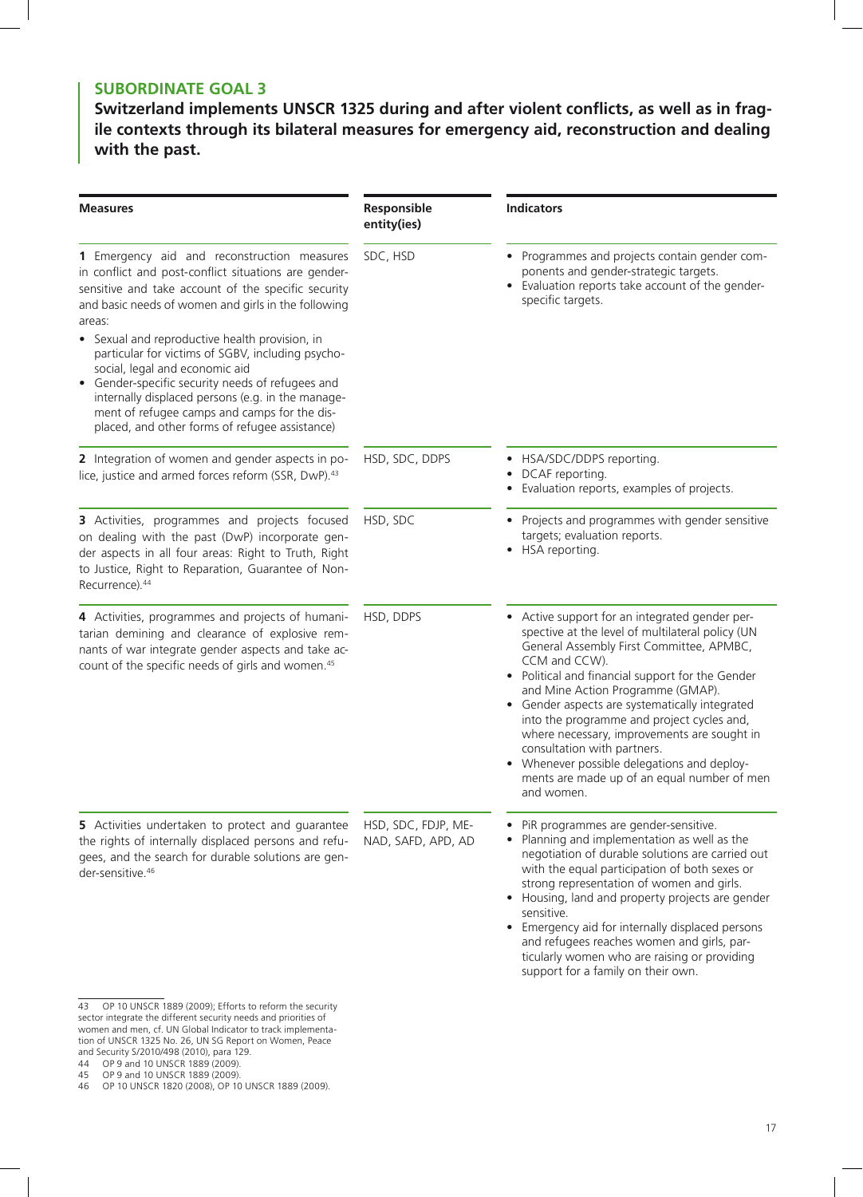## SUBORDINATE GOAL 3

**Switzerland implements UNSCR 1325 during and after violent conflicts, as well as in fragile contexts through its bilateral measures for emergency aid, reconstruction and dealing with the past.**

| Measures | Responsible entity(ies) | Indicators |
|---|---|---|
| **1** Emergency aid and reconstruction measures in conflict and post-conflict situations are gender-sensitive and take account of the specific security and basic needs of women and girls in the following areas:<br>• Sexual and reproductive health provision, in particular for victims of SGBV, including psycho-social, legal and economic aid<br>• Gender-specific security needs of refugees and internally displaced persons (e.g. in the management of refugee camps and camps for the displaced, and other forms of refugee assistance) | SDC, HSD | • Programmes and projects contain gender components and gender-strategic targets.<br>• Evaluation reports take account of the gender-specific targets. |
| **2** Integration of women and gender aspects in police, justice and armed forces reform (SSR, DwP).[43] | HSD, SDC, DDPS | • HSA/SDC/DDPS reporting.<br>• DCAF reporting.<br>• Evaluation reports, examples of projects. |
| **3** Activities, programmes and projects focused on dealing with the past (DwP) incorporate gender aspects in all four areas: Right to Truth, Right to Justice, Right to Reparation, Guarantee of Non-Recurrence).[44] | HSD, SDC | • Projects and programmes with gender sensitive targets; evaluation reports.<br>• HSA reporting. |
| **4** Activities, programmes and projects of humanitarian demining and clearance of explosive remnants of war integrate gender aspects and take account of the specific needs of girls and women.[45] | HSD, DDPS | • Active support for an integrated gender perspective at the level of multilateral policy (UN General Assembly First Committee, APMBC, CCM and CCW).<br>• Political and financial support for the Gender and Mine Action Programme (GMAP).<br>• Gender aspects are systematically integrated into the programme and project cycles and, where necessary, improvements are sought in consultation with partners.<br>• Whenever possible delegations and deployments are made up of an equal number of men and women. |
| **5** Activities undertaken to protect and guarantee the rights of internally displaced persons and refugees, and the search for durable solutions are gender-sensitive.[46] | HSD, SDC, FDJP, MENAD, SAFD, APD, AD | • PiR programmes are gender-sensitive.<br>• Planning and implementation as well as the negotiation of durable solutions are carried out with the equal participation of both sexes or strong representation of women and girls.<br>• Housing, land and property projects are gender sensitive.<br>• Emergency aid for internally displaced persons and refugees reaches women and girls, particularly women who are raising or providing support for a family on their own. |

43 OP 10 UNSCR 1889 (2009); Efforts to reform the security sector integrate the different security needs and priorities of women and men, cf. UN Global Indicator to track implementation of UNSCR 1325 No. 26, UN SG Report on Women, Peace and Security S/2010/498 (2010), para 129.

44 OP 9 and 10 UNSCR 1889 (2009).

45 OP 9 and 10 UNSCR 1889 (2009).

46 OP 10 UNSCR 1820 (2008), OP 10 UNSCR 1889 (2009).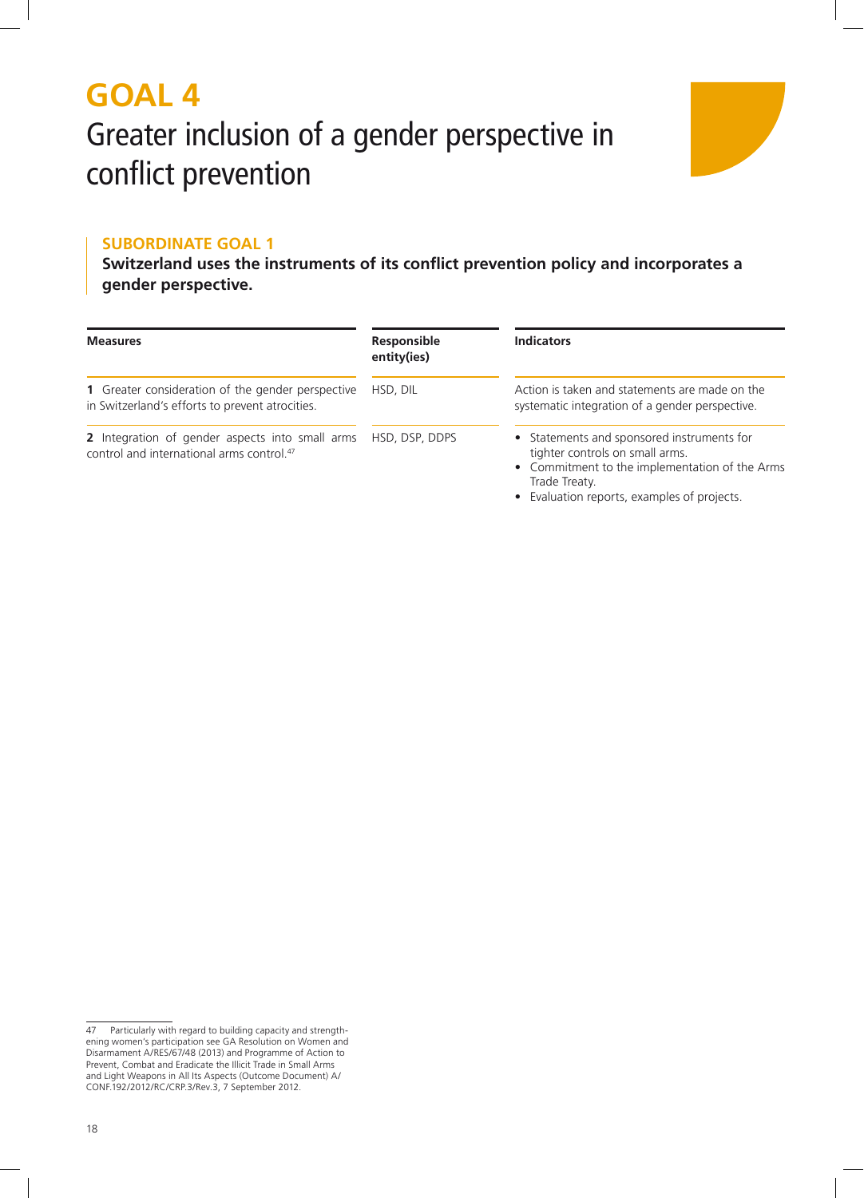# GOAL 4

## Greater inclusion of a gender perspective in conflict prevention

### SUBORDINATE GOAL 1

**Switzerland uses the instruments of its conflict prevention policy and incorporates a gender perspective.**

| Measures | Responsible entity(ies) | Indicators |
|---|---|---|
| **1** Greater consideration of the gender perspective in Switzerland's efforts to prevent atrocities. | HSD, DIL | Action is taken and statements are made on the systematic integration of a gender perspective. |
| **2** Integration of gender aspects into small arms control and international arms control.[47] | HSD, DSP, DDPS | • Statements and sponsored instruments for tighter controls on small arms.<br>• Commitment to the implementation of the Arms Trade Treaty.<br>• Evaluation reports, examples of projects. |

47 Particularly with regard to building capacity and strengthening women's participation see GA Resolution on Women and Disarmament A/RES/67/48 (2013) and Programme of Action to Prevent, Combat and Eradicate the Illicit Trade in Small Arms and Light Weapons in All Its Aspects (Outcome Document) A/CONF.192/2012/RC/CRP.3/Rev.3, 7 September 2012.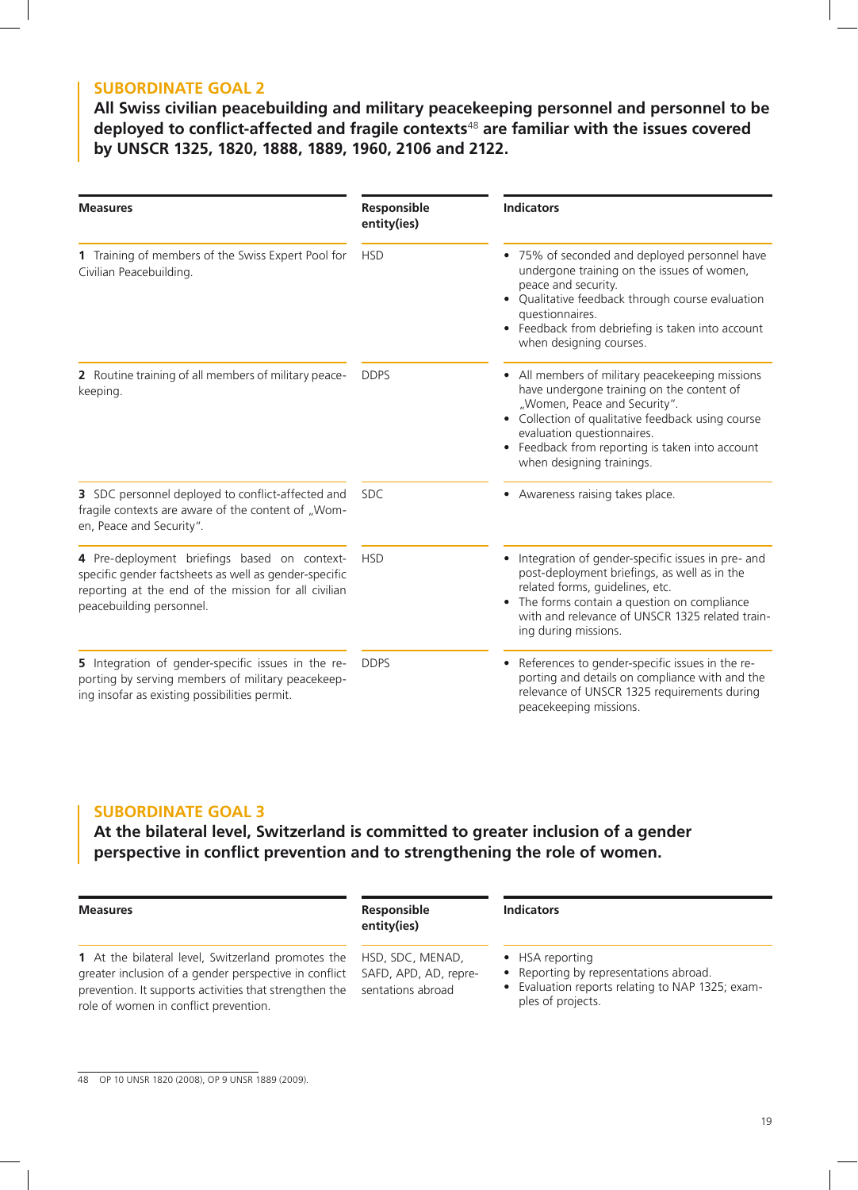## SUBORDINATE GOAL 2

**All Swiss civilian peacebuilding and military peacekeeping personnel and personnel to be deployed to conflict-affected and fragile contexts[48] are familiar with the issues covered by UNSCR 1325, 1820, 1888, 1889, 1960, 2106 and 2122.**

| Measures | Responsible entity(ies) | Indicators |
|---|---|---|
| **1** Training of members of the Swiss Expert Pool for Civilian Peacebuilding. | HSD | • 75% of seconded and deployed personnel have undergone training on the issues of women, peace and security.<br>• Qualitative feedback through course evaluation questionnaires.<br>• Feedback from debriefing is taken into account when designing courses. |
| **2** Routine training of all members of military peacekeeping. | DDPS | • All members of military peacekeeping missions have undergone training on the content of „Women, Peace and Security".<br>• Collection of qualitative feedback using course evaluation questionnaires.<br>• Feedback from reporting is taken into account when designing trainings. |
| **3** SDC personnel deployed to conflict-affected and fragile contexts are aware of the content of „Women, Peace and Security". | SDC | • Awareness raising takes place. |
| **4** Pre-deployment briefings based on context-specific gender factsheets as well as gender-specific reporting at the end of the mission for all civilian peacebuilding personnel. | HSD | • Integration of gender-specific issues in pre- and post-deployment briefings, as well as in the related forms, guidelines, etc.<br>• The forms contain a question on compliance with and relevance of UNSCR 1325 related training during missions. |
| **5** Integration of gender-specific issues in the reporting by serving members of military peacekeeping insofar as existing possibilities permit. | DDPS | • References to gender-specific issues in the reporting and details on compliance with and the relevance of UNSCR 1325 requirements during peacekeeping missions. |

## SUBORDINATE GOAL 3

**At the bilateral level, Switzerland is committed to greater inclusion of a gender perspective in conflict prevention and to strengthening the role of women.**

| Measures | Responsible entity(ies) | Indicators |
|---|---|---|
| **1** At the bilateral level, Switzerland promotes the greater inclusion of a gender perspective in conflict prevention. It supports activities that strengthen the role of women in conflict prevention. | HSD, SDC, MENAD, SAFD, APD, AD, representations abroad | • HSA reporting<br>• Reporting by representations abroad.<br>• Evaluation reports relating to NAP 1325; examples of projects. |

48 OP 10 UNSR 1820 (2008), OP 9 UNSR 1889 (2009).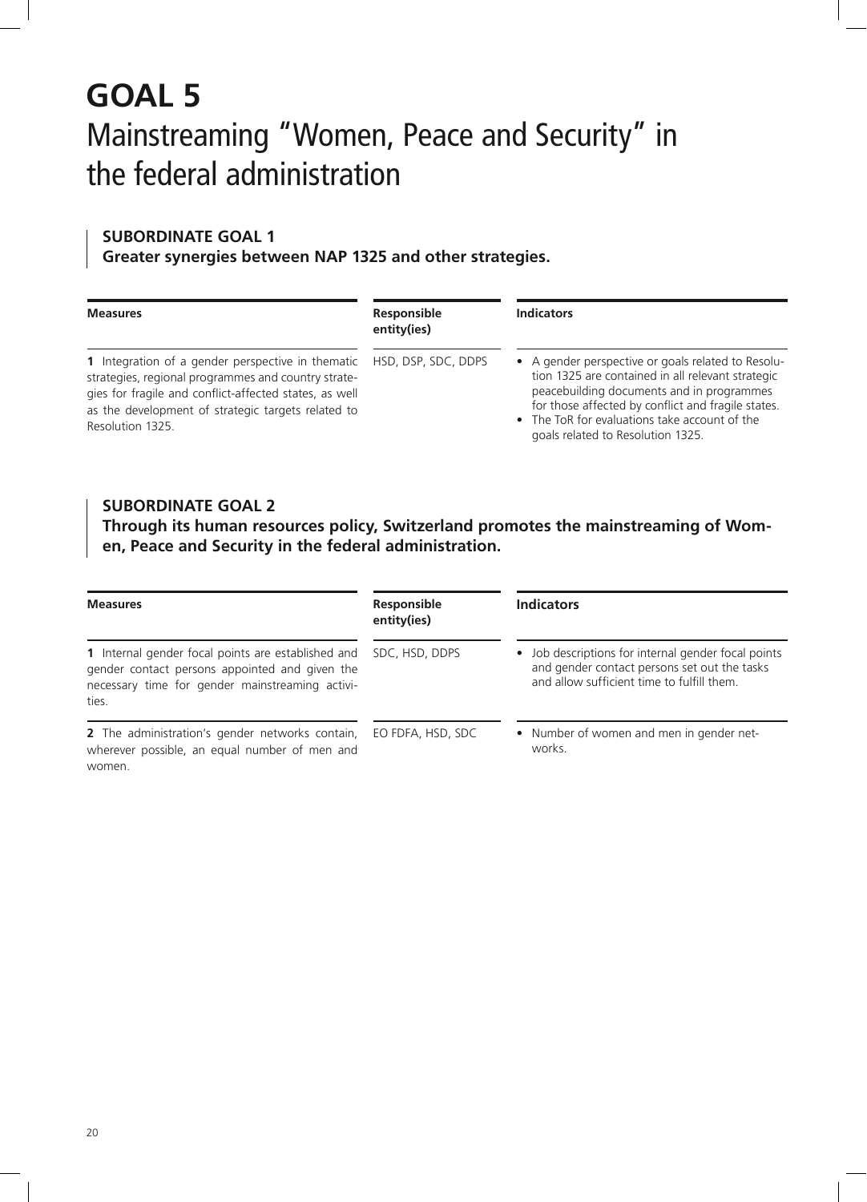# GOAL 5
## Mainstreaming "Women, Peace and Security" in the federal administration

### SUBORDINATE GOAL 1
**Greater synergies between NAP 1325 and other strategies.**

| Measures | Responsible entity(ies) | Indicators |
|---|---|---|
| **1** Integration of a gender perspective in thematic strategies, regional programmes and country strategies for fragile and conflict-affected states, as well as the development of strategic targets related to Resolution 1325. | HSD, DSP, SDC, DDPS | • A gender perspective or goals related to Resolution 1325 are contained in all relevant strategic peacebuilding documents and in programmes for those affected by conflict and fragile states.<br>• The ToR for evaluations take account of the goals related to Resolution 1325. |

### SUBORDINATE GOAL 2
**Through its human resources policy, Switzerland promotes the mainstreaming of Women, Peace and Security in the federal administration.**

| Measures | Responsible entity(ies) | Indicators |
|---|---|---|
| **1** Internal gender focal points are established and gender contact persons appointed and given the necessary time for gender mainstreaming activities. | SDC, HSD, DDPS | • Job descriptions for internal gender focal points and gender contact persons set out the tasks and allow sufficient time to fulfill them. |
| **2** The administration's gender networks contain, wherever possible, an equal number of men and women. | EO FDFA, HSD, SDC | • Number of women and men in gender networks. |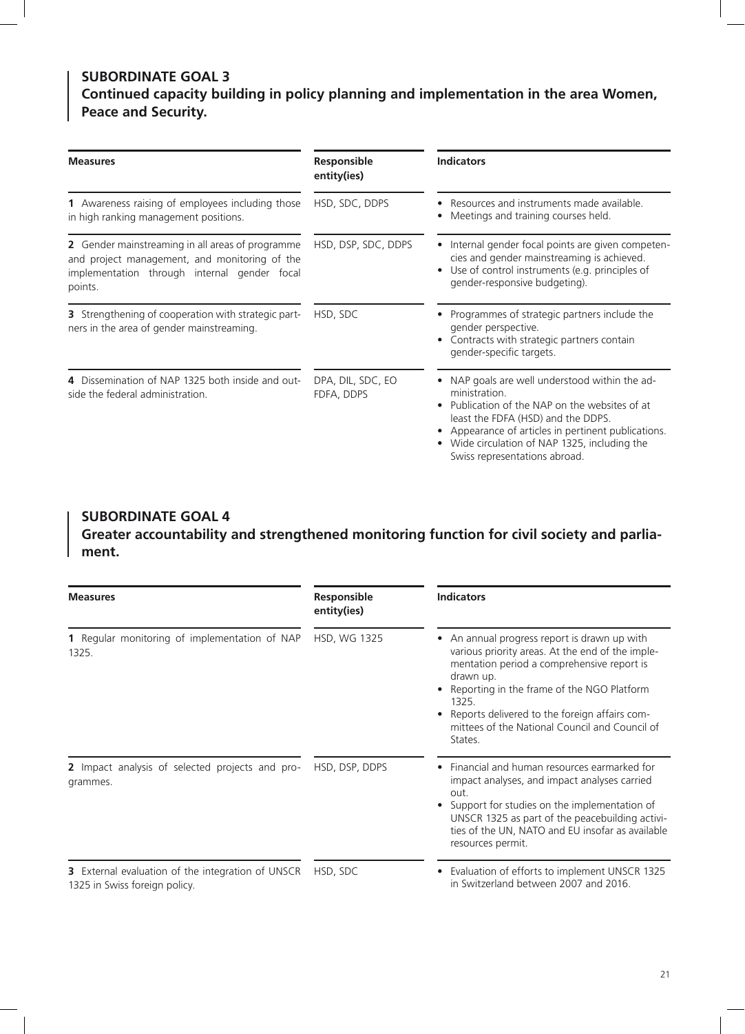## SUBORDINATE GOAL 3
## Continued capacity building in policy planning and implementation in the area Women, Peace and Security.

| Measures | Responsible entity(ies) | Indicators |
|---|---|---|
| **1** Awareness raising of employees including those in high ranking management positions. | HSD, SDC, DDPS | • Resources and instruments made available.<br>• Meetings and training courses held. |
| **2** Gender mainstreaming in all areas of programme and project management, and monitoring of the implementation through internal gender focal points. | HSD, DSP, SDC, DDPS | • Internal gender focal points are given competencies and gender mainstreaming is achieved.<br>• Use of control instruments (e.g. principles of gender-responsive budgeting). |
| **3** Strengthening of cooperation with strategic partners in the area of gender mainstreaming. | HSD, SDC | • Programmes of strategic partners include the gender perspective.<br>• Contracts with strategic partners contain gender-specific targets. |
| **4** Dissemination of NAP 1325 both inside and outside the federal administration. | DPA, DIL, SDC, EO FDFA, DDPS | • NAP goals are well understood within the administration.<br>• Publication of the NAP on the websites of at least the FDFA (HSD) and the DDPS.<br>• Appearance of articles in pertinent publications.<br>• Wide circulation of NAP 1325, including the Swiss representations abroad. |

## SUBORDINATE GOAL 4
## Greater accountability and strengthened monitoring function for civil society and parliament.

| Measures | Responsible entity(ies) | Indicators |
|---|---|---|
| **1** Regular monitoring of implementation of NAP 1325. | HSD, WG 1325 | • An annual progress report is drawn up with various priority areas. At the end of the implementation period a comprehensive report is drawn up.<br>• Reporting in the frame of the NGO Platform 1325.<br>• Reports delivered to the foreign affairs committees of the National Council and Council of States. |
| **2** Impact analysis of selected projects and programmes. | HSD, DSP, DDPS | • Financial and human resources earmarked for impact analyses, and impact analyses carried out.<br>• Support for studies on the implementation of UNSCR 1325 as part of the peacebuilding activities of the UN, NATO and EU insofar as available resources permit. |
| **3** External evaluation of the integration of UNSCR 1325 in Swiss foreign policy. | HSD, SDC | • Evaluation of efforts to implement UNSCR 1325 in Switzerland between 2007 and 2016. |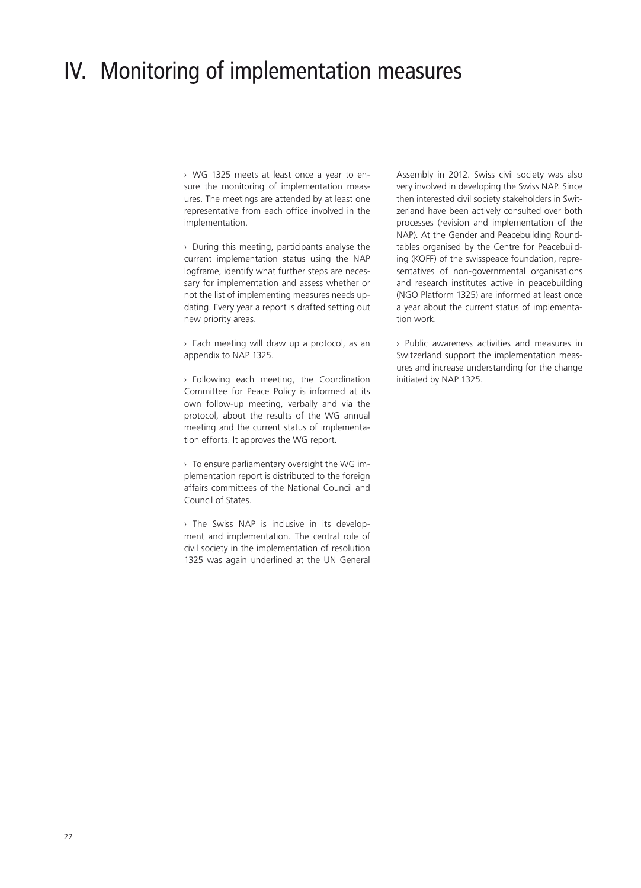# IV. Monitoring of implementation measures

› WG 1325 meets at least once a year to ensure the monitoring of implementation measures. The meetings are attended by at least one representative from each office involved in the implementation.

› During this meeting, participants analyse the current implementation status using the NAP logframe, identify what further steps are necessary for implementation and assess whether or not the list of implementing measures needs updating. Every year a report is drafted setting out new priority areas.

› Each meeting will draw up a protocol, as an appendix to NAP 1325.

› Following each meeting, the Coordination Committee for Peace Policy is informed at its own follow-up meeting, verbally and via the protocol, about the results of the WG annual meeting and the current status of implementation efforts. It approves the WG report.

› To ensure parliamentary oversight the WG implementation report is distributed to the foreign affairs committees of the National Council and Council of States.

› The Swiss NAP is inclusive in its development and implementation. The central role of civil society in the implementation of resolution 1325 was again underlined at the UN General Assembly in 2012. Swiss civil society was also very involved in developing the Swiss NAP. Since then interested civil society stakeholders in Switzerland have been actively consulted over both processes (revision and implementation of the NAP). At the Gender and Peacebuilding Roundtables organised by the Centre for Peacebuilding (KOFF) of the swisspeace foundation, representatives of non-governmental organisations and research institutes active in peacebuilding (NGO Platform 1325) are informed at least once a year about the current status of implementation work.

› Public awareness activities and measures in Switzerland support the implementation measures and increase understanding for the change initiated by NAP 1325.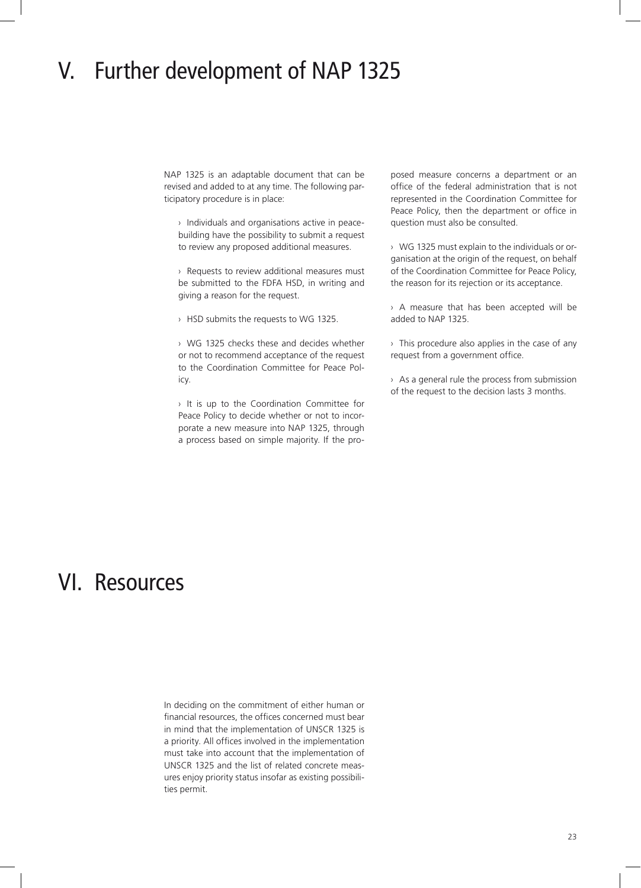# V. Further development of NAP 1325

NAP 1325 is an adaptable document that can be revised and added to at any time. The following participatory procedure is in place:

› Individuals and organisations active in peacebuilding have the possibility to submit a request to review any proposed additional measures.

› Requests to review additional measures must be submitted to the FDFA HSD, in writing and giving a reason for the request.

› HSD submits the requests to WG 1325.

› WG 1325 checks these and decides whether or not to recommend acceptance of the request to the Coordination Committee for Peace Policy.

› It is up to the Coordination Committee for Peace Policy to decide whether or not to incorporate a new measure into NAP 1325, through a process based on simple majority. If the proposed measure concerns a department or an office of the federal administration that is not represented in the Coordination Committee for Peace Policy, then the department or office in question must also be consulted.

› WG 1325 must explain to the individuals or organisation at the origin of the request, on behalf of the Coordination Committee for Peace Policy, the reason for its rejection or its acceptance.

› A measure that has been accepted will be added to NAP 1325.

› This procedure also applies in the case of any request from a government office.

› As a general rule the process from submission of the request to the decision lasts 3 months.

# VI. Resources

In deciding on the commitment of either human or financial resources, the offices concerned must bear in mind that the implementation of UNSCR 1325 is a priority. All offices involved in the implementation must take into account that the implementation of UNSCR 1325 and the list of related concrete measures enjoy priority status insofar as existing possibilities permit.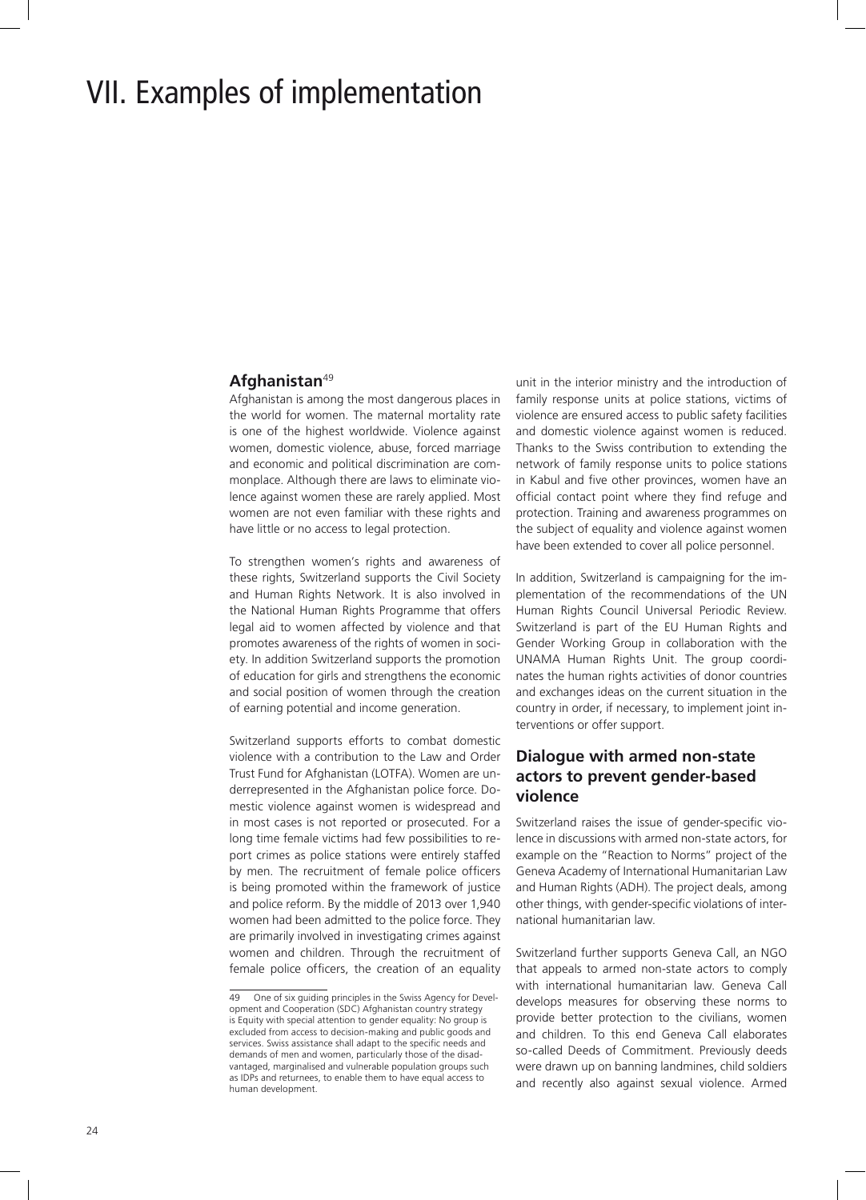# VII. Examples of implementation

## Afghanistan[49]

Afghanistan is among the most dangerous places in the world for women. The maternal mortality rate is one of the highest worldwide. Violence against women, domestic violence, abuse, forced marriage and economic and political discrimination are commonplace. Although there are laws to eliminate violence against women these are rarely applied. Most women are not even familiar with these rights and have little or no access to legal protection.

To strengthen women's rights and awareness of these rights, Switzerland supports the Civil Society and Human Rights Network. It is also involved in the National Human Rights Programme that offers legal aid to women affected by violence and that promotes awareness of the rights of women in society. In addition Switzerland supports the promotion of education for girls and strengthens the economic and social position of women through the creation of earning potential and income generation.

Switzerland supports efforts to combat domestic violence with a contribution to the Law and Order Trust Fund for Afghanistan (LOTFA). Women are underrepresented in the Afghanistan police force. Domestic violence against women is widespread and in most cases is not reported or prosecuted. For a long time female victims had few possibilities to report crimes as police stations were entirely staffed by men. The recruitment of female police officers is being promoted within the framework of justice and police reform. By the middle of 2013 over 1,940 women had been admitted to the police force. They are primarily involved in investigating crimes against women and children. Through the recruitment of female police officers, the creation of an equality unit in the interior ministry and the introduction of family response units at police stations, victims of violence are ensured access to public safety facilities and domestic violence against women is reduced. Thanks to the Swiss contribution to extending the network of family response units to police stations in Kabul and five other provinces, women have an official contact point where they find refuge and protection. Training and awareness programmes on the subject of equality and violence against women have been extended to cover all police personnel.

In addition, Switzerland is campaigning for the implementation of the recommendations of the UN Human Rights Council Universal Periodic Review. Switzerland is part of the EU Human Rights and Gender Working Group in collaboration with the UNAMA Human Rights Unit. The group coordinates the human rights activities of donor countries and exchanges ideas on the current situation in the country in order, if necessary, to implement joint interventions or offer support.

## Dialogue with armed non-state actors to prevent gender-based violence

Switzerland raises the issue of gender-specific violence in discussions with armed non-state actors, for example on the "Reaction to Norms" project of the Geneva Academy of International Humanitarian Law and Human Rights (ADH). The project deals, among other things, with gender-specific violations of international humanitarian law.

Switzerland further supports Geneva Call, an NGO that appeals to armed non-state actors to comply with international humanitarian law. Geneva Call develops measures for observing these norms to provide better protection to the civilians, women and children. To this end Geneva Call elaborates so-called Deeds of Commitment. Previously deeds were drawn up on banning landmines, child soldiers and recently also against sexual violence. Armed

---

[49] One of six guiding principles in the Swiss Agency for Development and Cooperation (SDC) Afghanistan country strategy is Equity with special attention to gender equality: No group is excluded from access to decision-making and public goods and services. Swiss assistance shall adapt to the specific needs and demands of men and women, particularly those of the disadvantaged, marginalised and vulnerable population groups such as IDPs and returnees, to enable them to have equal access to human development.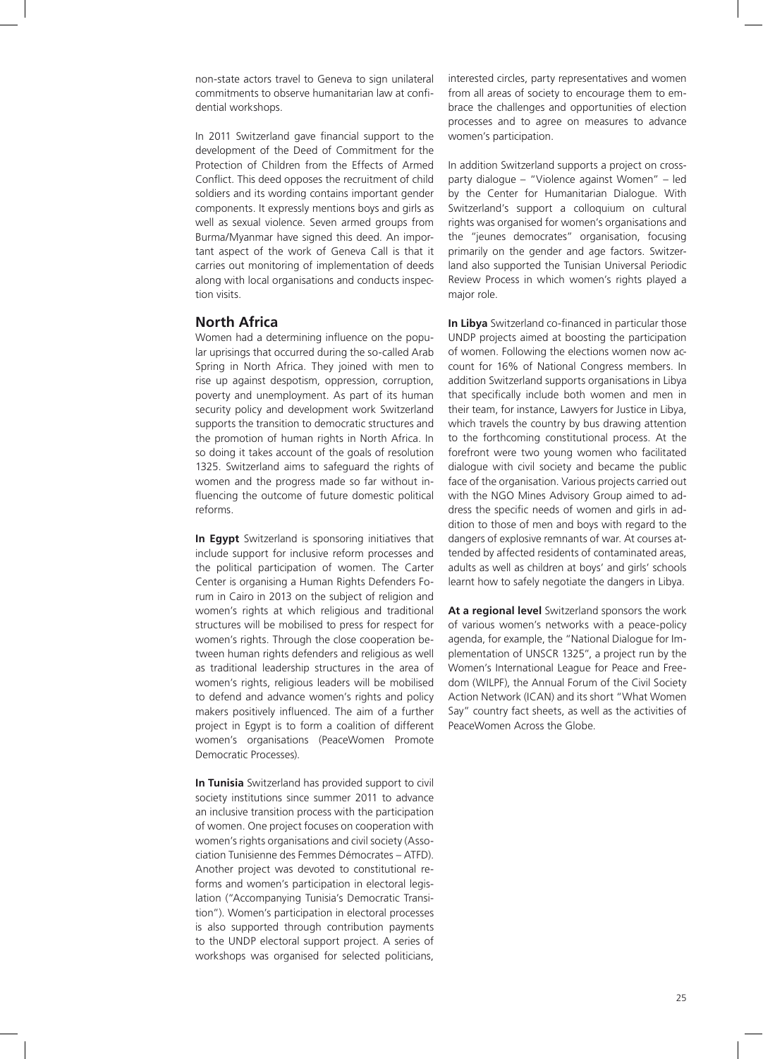non-state actors travel to Geneva to sign unilateral commitments to observe humanitarian law at confidential workshops.

In 2011 Switzerland gave financial support to the development of the Deed of Commitment for the Protection of Children from the Effects of Armed Conflict. This deed opposes the recruitment of child soldiers and its wording contains important gender components. It expressly mentions boys and girls as well as sexual violence. Seven armed groups from Burma/Myanmar have signed this deed. An important aspect of the work of Geneva Call is that it carries out monitoring of implementation of deeds along with local organisations and conducts inspection visits.

## North Africa

Women had a determining influence on the popular uprisings that occurred during the so-called Arab Spring in North Africa. They joined with men to rise up against despotism, oppression, corruption, poverty and unemployment. As part of its human security policy and development work Switzerland supports the transition to democratic structures and the promotion of human rights in North Africa. In so doing it takes account of the goals of resolution 1325. Switzerland aims to safeguard the rights of women and the progress made so far without influencing the outcome of future domestic political reforms.

**In Egypt** Switzerland is sponsoring initiatives that include support for inclusive reform processes and the political participation of women. The Carter Center is organising a Human Rights Defenders Forum in Cairo in 2013 on the subject of religion and women's rights at which religious and traditional structures will be mobilised to press for respect for women's rights. Through the close cooperation between human rights defenders and religious as well as traditional leadership structures in the area of women's rights, religious leaders will be mobilised to defend and advance women's rights and policy makers positively influenced. The aim of a further project in Egypt is to form a coalition of different women's organisations (PeaceWomen Promote Democratic Processes).

**In Tunisia** Switzerland has provided support to civil society institutions since summer 2011 to advance an inclusive transition process with the participation of women. One project focuses on cooperation with women's rights organisations and civil society (Association Tunisienne des Femmes Démocrates – ATFD). Another project was devoted to constitutional reforms and women's participation in electoral legislation ("Accompanying Tunisia's Democratic Transition"). Women's participation in electoral processes is also supported through contribution payments to the UNDP electoral support project. A series of workshops was organised for selected politicians, interested circles, party representatives and women from all areas of society to encourage them to embrace the challenges and opportunities of election processes and to agree on measures to advance women's participation.

In addition Switzerland supports a project on cross-party dialogue – "Violence against Women" – led by the Center for Humanitarian Dialogue. With Switzerland's support a colloquium on cultural rights was organised for women's organisations and the "jeunes democrates" organisation, focusing primarily on the gender and age factors. Switzerland also supported the Tunisian Universal Periodic Review Process in which women's rights played a major role.

**In Libya** Switzerland co-financed in particular those UNDP projects aimed at boosting the participation of women. Following the elections women now account for 16% of National Congress members. In addition Switzerland supports organisations in Libya that specifically include both women and men in their team, for instance, Lawyers for Justice in Libya, which travels the country by bus drawing attention to the forthcoming constitutional process. At the forefront were two young women who facilitated dialogue with civil society and became the public face of the organisation. Various projects carried out with the NGO Mines Advisory Group aimed to address the specific needs of women and girls in addition to those of men and boys with regard to the dangers of explosive remnants of war. At courses attended by affected residents of contaminated areas, adults as well as children at boys' and girls' schools learnt how to safely negotiate the dangers in Libya.

**At a regional level** Switzerland sponsors the work of various women's networks with a peace-policy agenda, for example, the "National Dialogue for Implementation of UNSCR 1325", a project run by the Women's International League for Peace and Freedom (WILPF), the Annual Forum of the Civil Society Action Network (ICAN) and its short "What Women Say" country fact sheets, as well as the activities of PeaceWomen Across the Globe.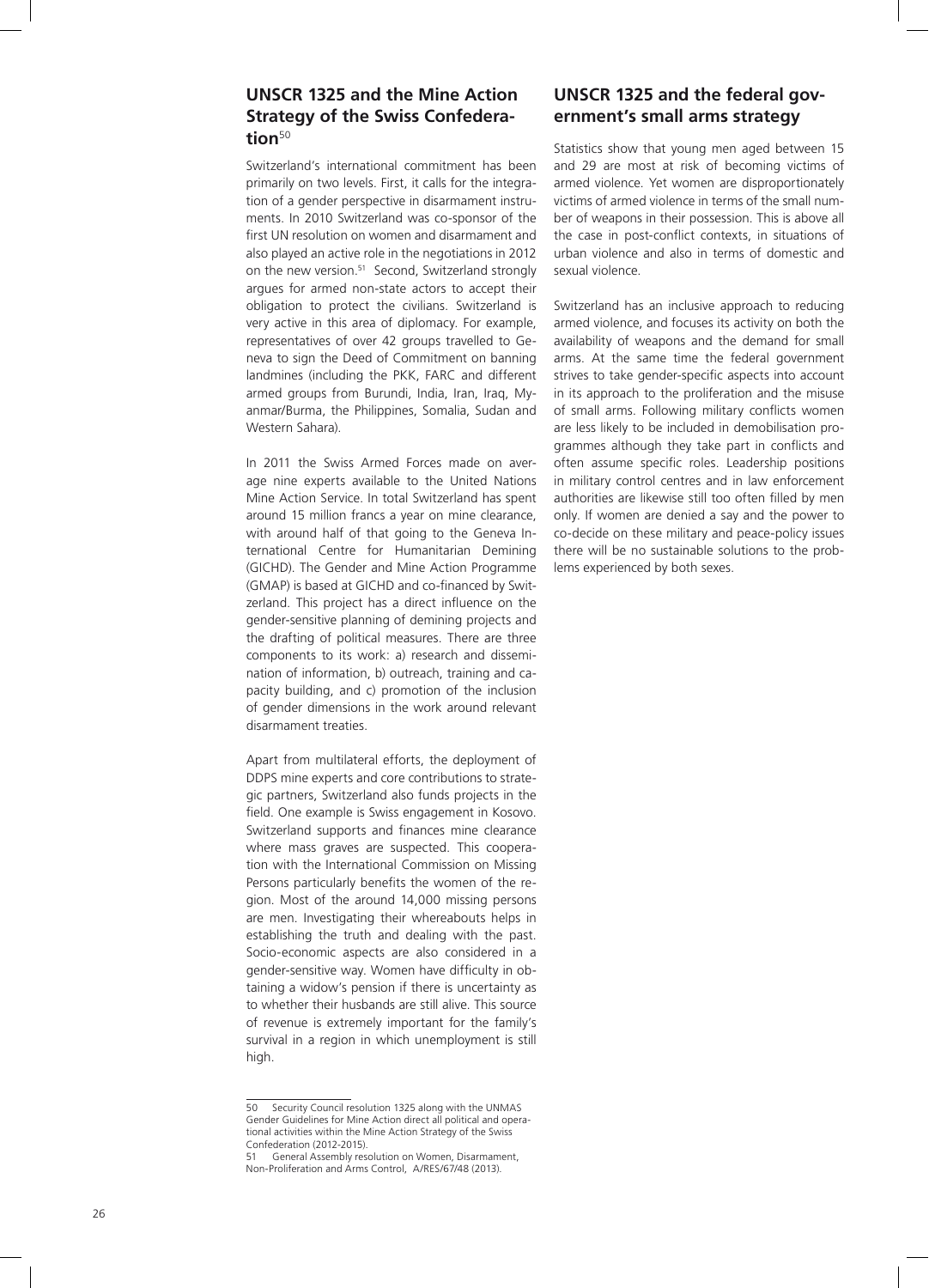## UNSCR 1325 and the Mine Action Strategy of the Swiss Confederation[50]

Switzerland's international commitment has been primarily on two levels. First, it calls for the integration of a gender perspective in disarmament instruments. In 2010 Switzerland was co-sponsor of the first UN resolution on women and disarmament and also played an active role in the negotiations in 2012 on the new version.[51] Second, Switzerland strongly argues for armed non-state actors to accept their obligation to protect the civilians. Switzerland is very active in this area of diplomacy. For example, representatives of over 42 groups travelled to Geneva to sign the Deed of Commitment on banning landmines (including the PKK, FARC and different armed groups from Burundi, India, Iran, Iraq, Myanmar/Burma, the Philippines, Somalia, Sudan and Western Sahara).

In 2011 the Swiss Armed Forces made on average nine experts available to the United Nations Mine Action Service. In total Switzerland has spent around 15 million francs a year on mine clearance, with around half of that going to the Geneva International Centre for Humanitarian Demining (GICHD). The Gender and Mine Action Programme (GMAP) is based at GICHD and co-financed by Switzerland. This project has a direct influence on the gender-sensitive planning of demining projects and the drafting of political measures. There are three components to its work: a) research and dissemination of information, b) outreach, training and capacity building, and c) promotion of the inclusion of gender dimensions in the work around relevant disarmament treaties.

Apart from multilateral efforts, the deployment of DDPS mine experts and core contributions to strategic partners, Switzerland also funds projects in the field. One example is Swiss engagement in Kosovo. Switzerland supports and finances mine clearance where mass graves are suspected. This cooperation with the International Commission on Missing Persons particularly benefits the women of the region. Most of the around 14,000 missing persons are men. Investigating their whereabouts helps in establishing the truth and dealing with the past. Socio-economic aspects are also considered in a gender-sensitive way. Women have difficulty in obtaining a widow's pension if there is uncertainty as to whether their husbands are still alive. This source of revenue is extremely important for the family's survival in a region in which unemployment is still high.

## UNSCR 1325 and the federal government's small arms strategy

Statistics show that young men aged between 15 and 29 are most at risk of becoming victims of armed violence. Yet women are disproportionately victims of armed violence in terms of the small number of weapons in their possession. This is above all the case in post-conflict contexts, in situations of urban violence and also in terms of domestic and sexual violence.

Switzerland has an inclusive approach to reducing armed violence, and focuses its activity on both the availability of weapons and the demand for small arms. At the same time the federal government strives to take gender-specific aspects into account in its approach to the proliferation and the misuse of small arms. Following military conflicts women are less likely to be included in demobilisation programmes although they take part in conflicts and often assume specific roles. Leadership positions in military control centres and in law enforcement authorities are likewise still too often filled by men only. If women are denied a say and the power to co-decide on these military and peace-policy issues there will be no sustainable solutions to the problems experienced by both sexes.

---

50 Security Council resolution 1325 along with the UNMAS Gender Guidelines for Mine Action direct all political and operational activities within the Mine Action Strategy of the Swiss Confederation (2012-2015).

51 General Assembly resolution on Women, Disarmament, Non-Proliferation and Arms Control, A/RES/67/48 (2013).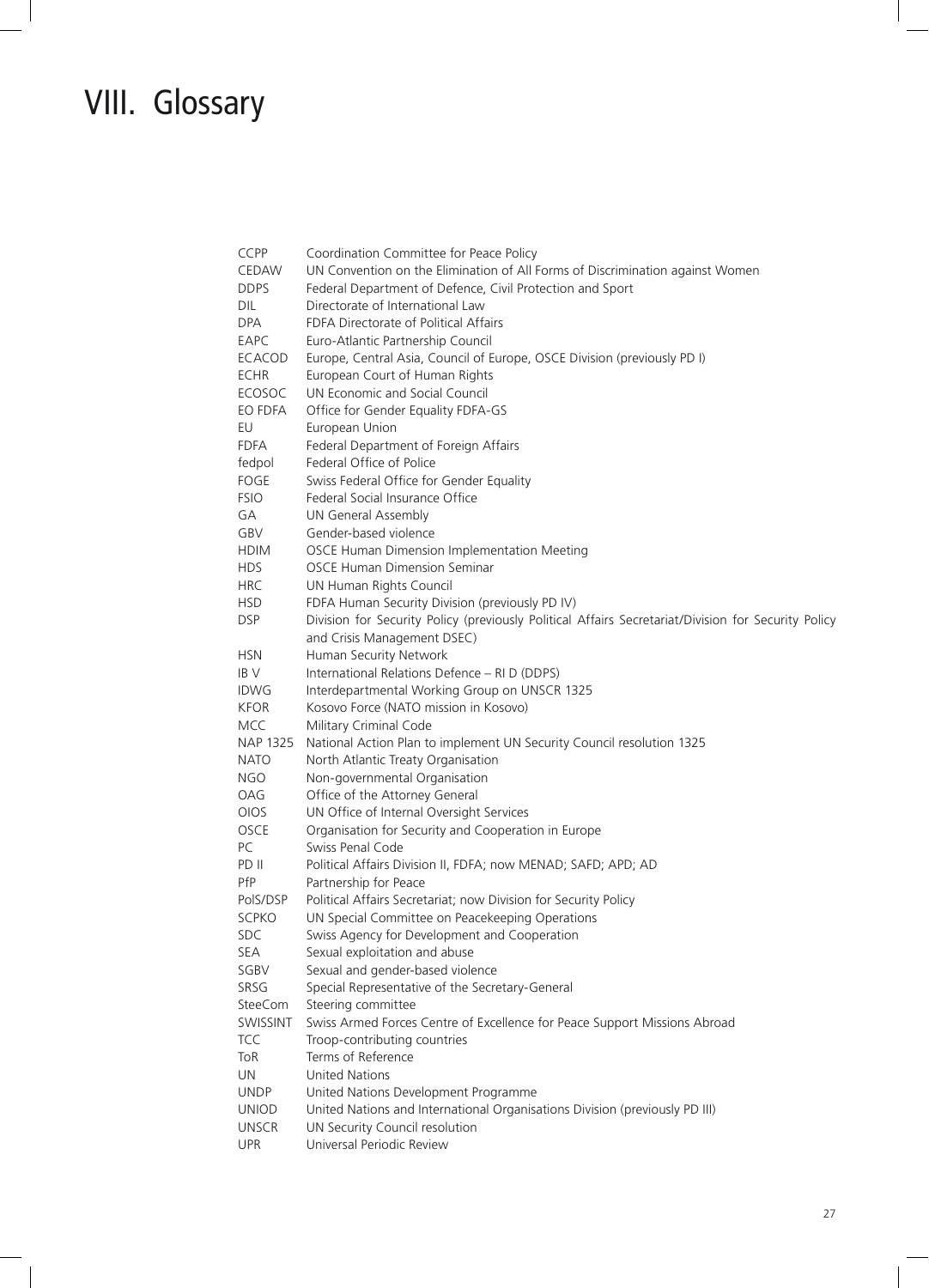# VIII. Glossary

| | |
|---|---|
| CCPP | Coordination Committee for Peace Policy |
| CEDAW | UN Convention on the Elimination of All Forms of Discrimination against Women |
| DDPS | Federal Department of Defence, Civil Protection and Sport |
| DIL | Directorate of International Law |
| DPA | FDFA Directorate of Political Affairs |
| EAPC | Euro-Atlantic Partnership Council |
| ECACOD | Europe, Central Asia, Council of Europe, OSCE Division (previously PD I) |
| ECHR | European Court of Human Rights |
| ECOSOC | UN Economic and Social Council |
| EO FDFA | Office for Gender Equality FDFA-GS |
| EU | European Union |
| FDFA | Federal Department of Foreign Affairs |
| fedpol | Federal Office of Police |
| FOGE | Swiss Federal Office for Gender Equality |
| FSIO | Federal Social Insurance Office |
| GA | UN General Assembly |
| GBV | Gender-based violence |
| HDIM | OSCE Human Dimension Implementation Meeting |
| HDS | OSCE Human Dimension Seminar |
| HRC | UN Human Rights Council |
| HSD | FDFA Human Security Division (previously PD IV) |
| DSP | Division for Security Policy (previously Political Affairs Secretariat/Division for Security Policy and Crisis Management DSEC) |
| HSN | Human Security Network |
| IB V | International Relations Defence – RI D (DDPS) |
| IDWG | Interdepartmental Working Group on UNSCR 1325 |
| KFOR | Kosovo Force (NATO mission in Kosovo) |
| MCC | Military Criminal Code |
| NAP 1325 | National Action Plan to implement UN Security Council resolution 1325 |
| NATO | North Atlantic Treaty Organisation |
| NGO | Non-governmental Organisation |
| OAG | Office of the Attorney General |
| OIOS | UN Office of Internal Oversight Services |
| OSCE | Organisation for Security and Cooperation in Europe |
| PC | Swiss Penal Code |
| PD II | Political Affairs Division II, FDFA; now MENAD; SAFD; APD; AD |
| PfP | Partnership for Peace |
| PolS/DSP | Political Affairs Secretariat; now Division for Security Policy |
| SCPKO | UN Special Committee on Peacekeeping Operations |
| SDC | Swiss Agency for Development and Cooperation |
| SEA | Sexual exploitation and abuse |
| SGBV | Sexual and gender-based violence |
| SRSG | Special Representative of the Secretary-General |
| SteeCom | Steering committee |
| SWISSINT | Swiss Armed Forces Centre of Excellence for Peace Support Missions Abroad |
| TCC | Troop-contributing countries |
| ToR | Terms of Reference |
| UN | United Nations |
| UNDP | United Nations Development Programme |
| UNIOD | United Nations and International Organisations Division (previously PD III) |
| UNSCR | UN Security Council resolution |
| UPR | Universal Periodic Review |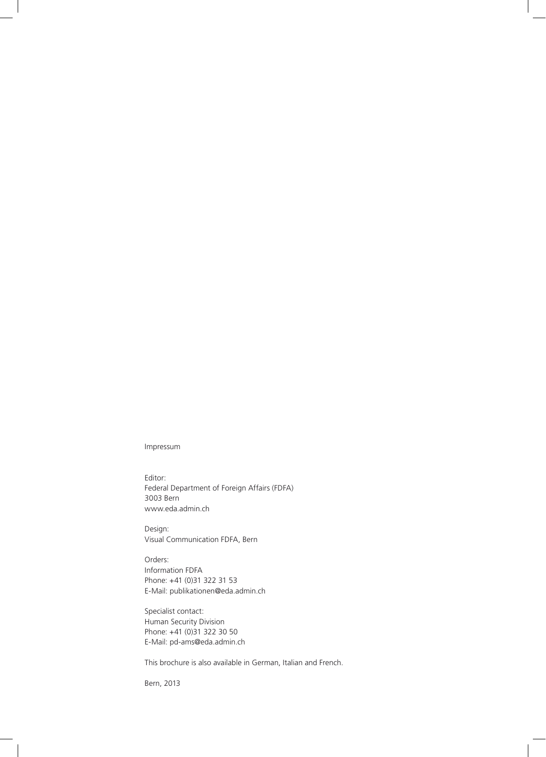Impressum

Editor:
Federal Department of Foreign Affairs (FDFA)
3003 Bern
www.eda.admin.ch

Design:
Visual Communication FDFA, Bern

Orders:
Information FDFA
Phone: +41 (0)31 322 31 53
E-Mail: publikationen@eda.admin.ch

Specialist contact:
Human Security Division
Phone: +41 (0)31 322 30 50
E-Mail: pd-ams@eda.admin.ch

This brochure is also available in German, Italian and French.

Bern, 2013